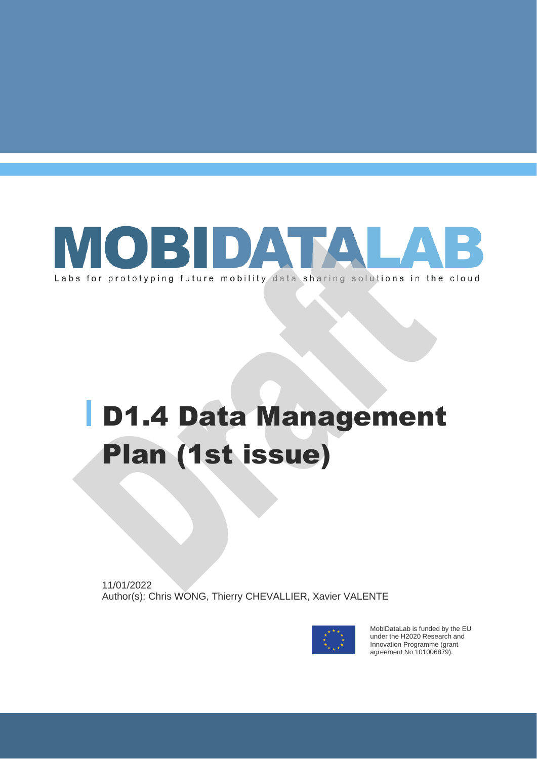# MOBIDATALAB

Labs for prototyping future mobility data sharing solutions in the cloud

# D1.4 Data Management Plan (1st issue)

11/01/2022

Author(s): Chris WONG, Thierry CHEVALLIER, Xavier VALENTE

MobiDataLab is funded by the EU under the H2020 Research and Innovation Programme (grant agreement No 101006879).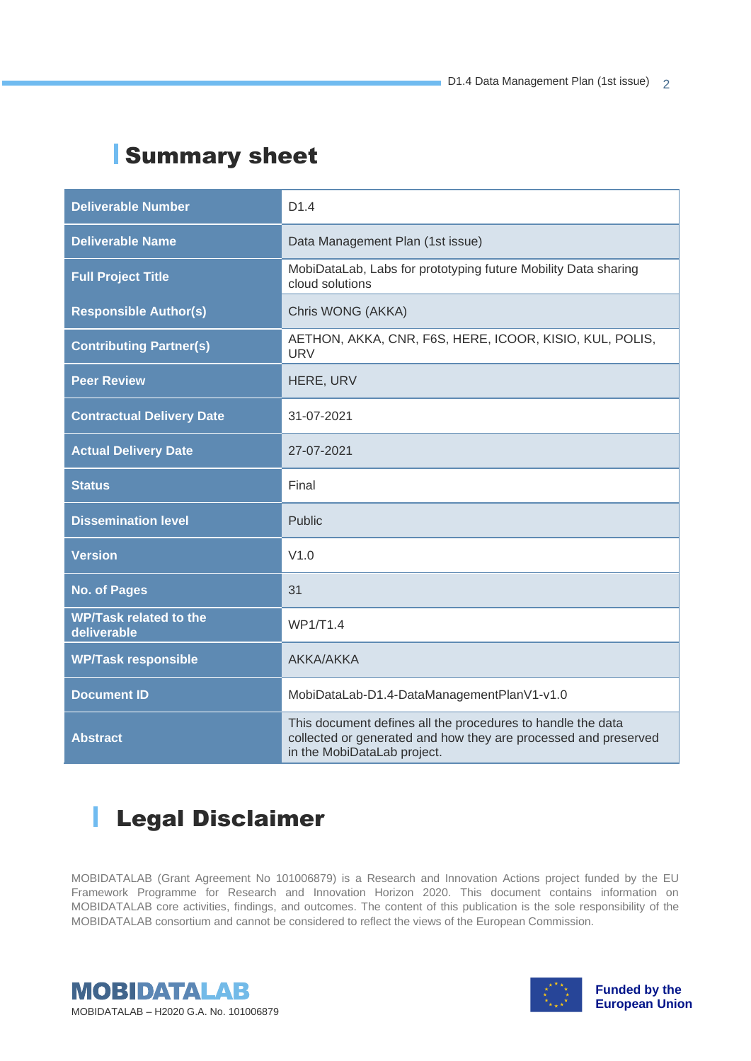# Summary sheet

| Deliverable Number | D1.4 |
|---|---|
| Deliverable Name | Data Management Plan (1st issue) |
| Full Project Title | MobiDataLab, Labs for prototyping future Mobility Data sharing cloud solutions |
| Responsible Author(s) | Chris WONG (AKKA) |
| Contributing Partner(s) | AETHON, AKKA, CNR, F6S, HERE, ICOOR, KISIO, KUL, POLIS, URV |
| Peer Review | HERE, URV |
| Contractual Delivery Date | 31-07-2021 |
| Actual Delivery Date | 27-07-2021 |
| Status | Final |
| Dissemination level | Public |
| Version | V1.0 |
| No. of Pages | 31 |
| WP/Task related to the deliverable | WP1/T1.4 |
| WP/Task responsible | AKKA/AKKA |
| Document ID | MobiDataLab-D1.4-DataManagementPlanV1-v1.0 |
| Abstract | This document defines all the procedures to handle the data collected or generated and how they are processed and preserved in the MobiDataLab project. |

# Legal Disclaimer

MOBIDATALAB (Grant Agreement No 101006879) is a Research and Innovation Actions project funded by the EU Framework Programme for Research and Innovation Horizon 2020. This document contains information on MOBIDATALAB core activities, findings, and outcomes. The content of this publication is the sole responsibility of the MOBIDATALAB consortium and cannot be considered to reflect the views of the European Commission.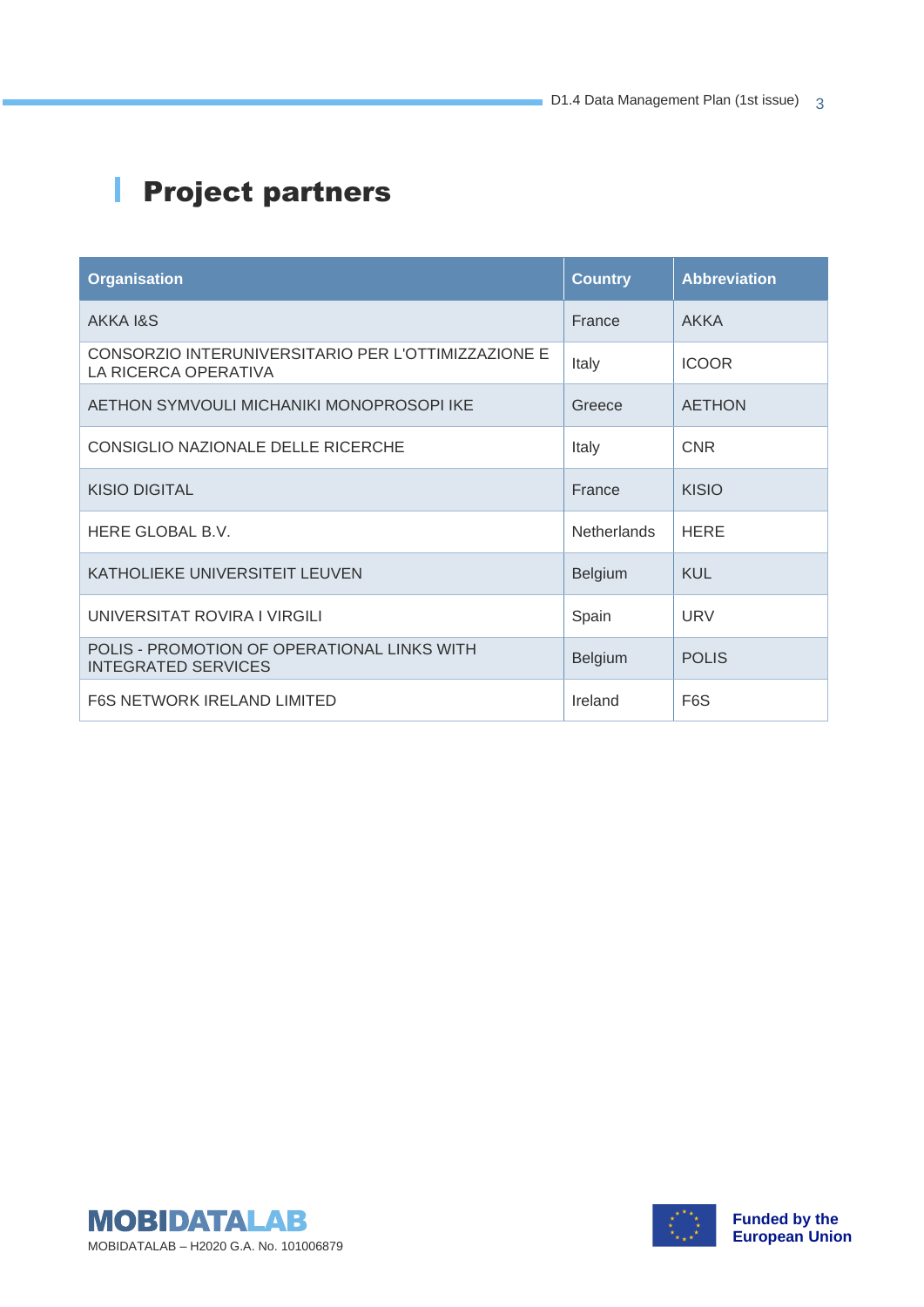# Project partners

| Organisation | Country | Abbreviation |
| --- | --- | --- |
| AKKA I&S | France | AKKA |
| CONSORZIO INTERUNIVERSITARIO PER L'OTTIMIZZAZIONE E LA RICERCA OPERATIVA | Italy | ICOOR |
| AETHON SYMVOULI MICHANIKI MONOPROSOPI IKE | Greece | AETHON |
| CONSIGLIO NAZIONALE DELLE RICERCHE | Italy | CNR |
| KISIO DIGITAL | France | KISIO |
| HERE GLOBAL B.V. | Netherlands | HERE |
| KATHOLIEKE UNIVERSITEIT LEUVEN | Belgium | KUL |
| UNIVERSITAT ROVIRA I VIRGILI | Spain | URV |
| POLIS - PROMOTION OF OPERATIONAL LINKS WITH INTEGRATED SERVICES | Belgium | POLIS |
| F6S NETWORK IRELAND LIMITED | Ireland | F6S |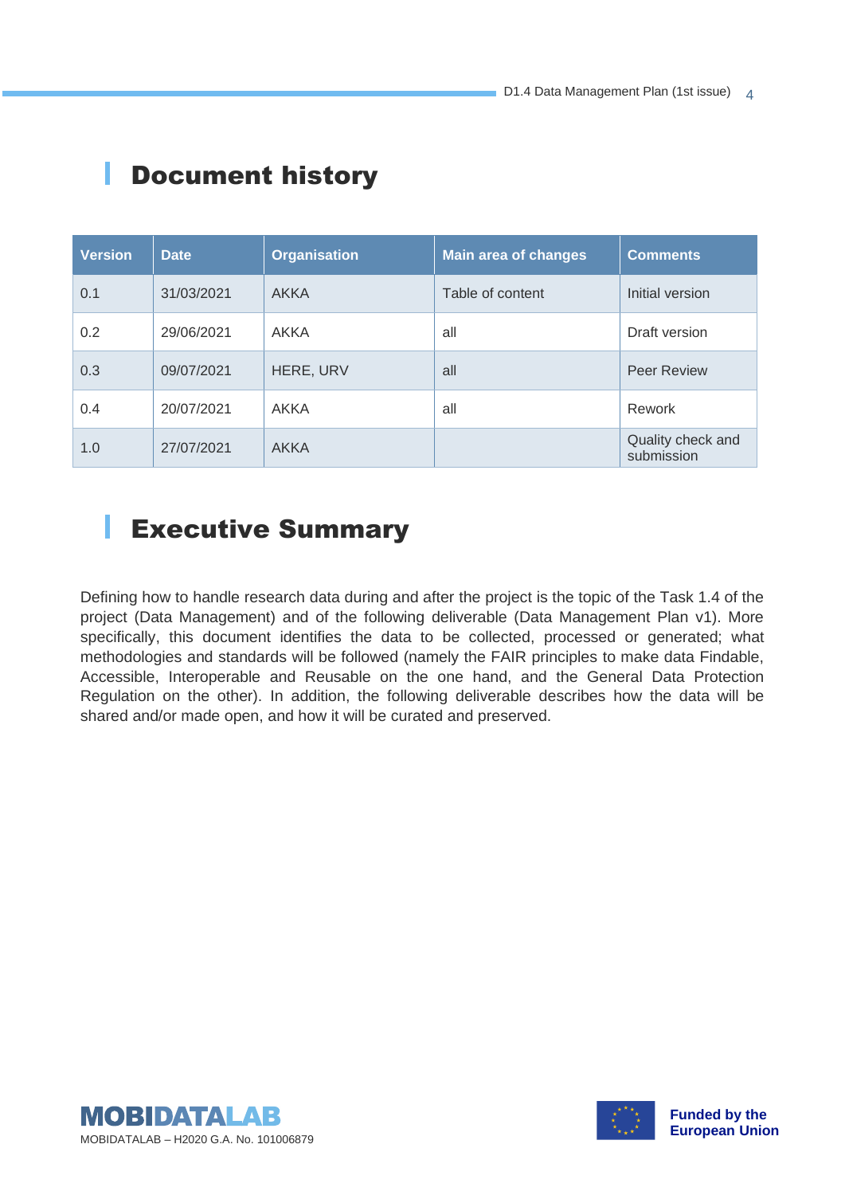# Document history

| Version | Date | Organisation | Main area of changes | Comments |
|---|---|---|---|---|
| 0.1 | 31/03/2021 | AKKA | Table of content | Initial version |
| 0.2 | 29/06/2021 | AKKA | all | Draft version |
| 0.3 | 09/07/2021 | HERE, URV | all | Peer Review |
| 0.4 | 20/07/2021 | AKKA | all | Rework |
| 1.0 | 27/07/2021 | AKKA | | Quality check and submission |

# Executive Summary

Defining how to handle research data during and after the project is the topic of the Task 1.4 of the project (Data Management) and of the following deliverable (Data Management Plan v1). More specifically, this document identifies the data to be collected, processed or generated; what methodologies and standards will be followed (namely the FAIR principles to make data Findable, Accessible, Interoperable and Reusable on the one hand, and the General Data Protection Regulation on the other). In addition, the following deliverable describes how the data will be shared and/or made open, and how it will be curated and preserved.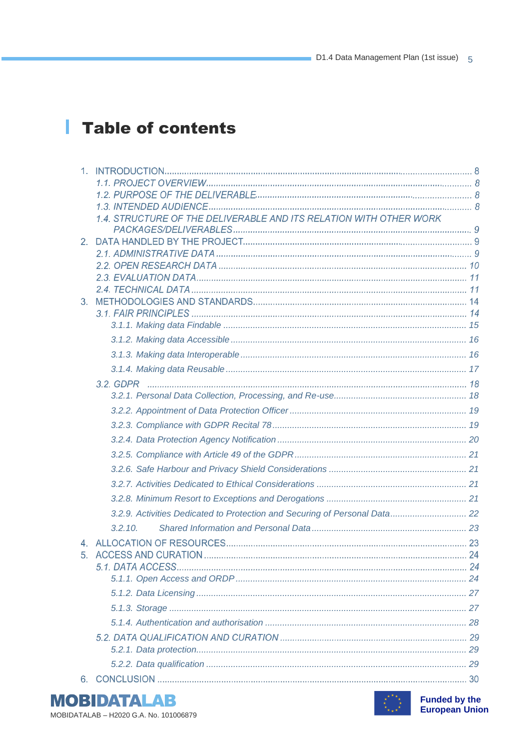# Table of contents

1. INTRODUCTION ........ 8
   1.1. PROJECT OVERVIEW ........ 8
   1.2. PURPOSE OF THE DELIVERABLE ........ 8
   1.3. INTENDED AUDIENCE ........ 8
   1.4. STRUCTURE OF THE DELIVERABLE AND ITS RELATION WITH OTHER WORK PACKAGES/DELIVERABLES ........ 9
2. DATA HANDLED BY THE PROJECT ........ 9
   2.1. ADMINISTRATIVE DATA ........ 9
   2.2. OPEN RESEARCH DATA ........ 10
   2.3. EVALUATION DATA ........ 11
   2.4. TECHNICAL DATA ........ 11
3. METHODOLOGIES AND STANDARDS ........ 14
   3.1. FAIR PRINCIPLES ........ 14
      3.1.1. Making data Findable ........ 15
      3.1.2. Making data Accessible ........ 16
      3.1.3. Making data Interoperable ........ 16
      3.1.4. Making data Reusable ........ 17
   3.2. GDPR ........ 18
      3.2.1. Personal Data Collection, Processing, and Re-use ........ 18
      3.2.2. Appointment of Data Protection Officer ........ 19
      3.2.3. Compliance with GDPR Recital 78 ........ 19
      3.2.4. Data Protection Agency Notification ........ 20
      3.2.5. Compliance with Article 49 of the GDPR ........ 21
      3.2.6. Safe Harbour and Privacy Shield Considerations ........ 21
      3.2.7. Activities Dedicated to Ethical Considerations ........ 21
      3.2.8. Minimum Resort to Exceptions and Derogations ........ 21
      3.2.9. Activities Dedicated to Protection and Securing of Personal Data ........ 22
      3.2.10. Shared Information and Personal Data ........ 23
4. ALLOCATION OF RESOURCES ........ 23
5. ACCESS AND CURATION ........ 24
   5.1. DATA ACCESS ........ 24
      5.1.1. Open Access and ORDP ........ 24
      5.1.2. Data Licensing ........ 27
      5.1.3. Storage ........ 27
      5.1.4. Authentication and authorisation ........ 28
   5.2. DATA QUALIFICATION AND CURATION ........ 29
      5.2.1. Data protection ........ 29
      5.2.2. Data qualification ........ 29
6. CONCLUSION ........ 30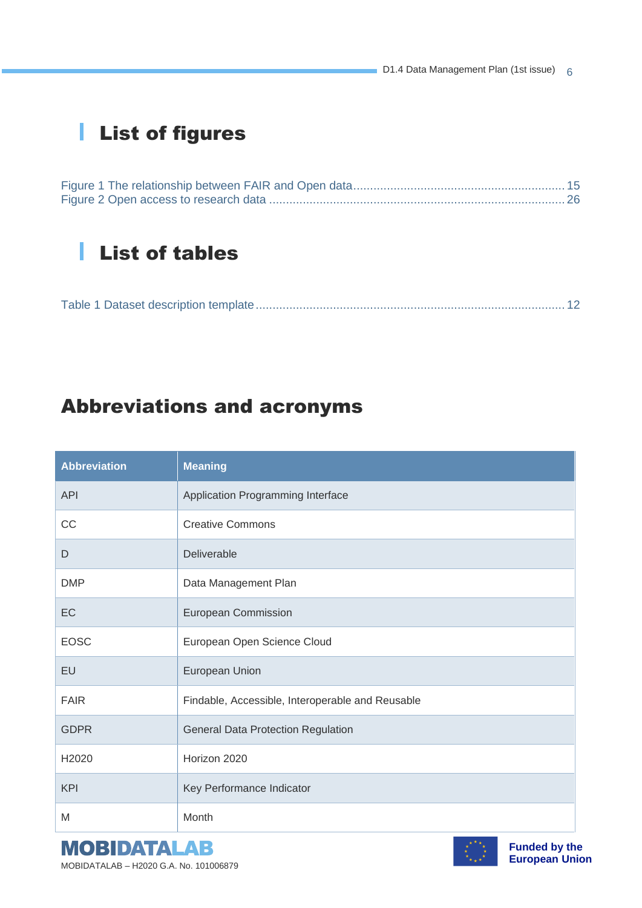# List of figures

Figure 1 The relationship between FAIR and Open data ............................................................ 15
Figure 2 Open access to research data ...................................................................................... 26

# List of tables

Table 1 Dataset description template ......................................................................................... 12

# Abbreviations and acronyms

| Abbreviation | Meaning |
|---|---|
| API | Application Programming Interface |
| CC | Creative Commons |
| D | Deliverable |
| DMP | Data Management Plan |
| EC | European Commission |
| EOSC | European Open Science Cloud |
| EU | European Union |
| FAIR | Findable, Accessible, Interoperable and Reusable |
| GDPR | General Data Protection Regulation |
| H2020 | Horizon 2020 |
| KPI | Key Performance Indicator |
| M | Month |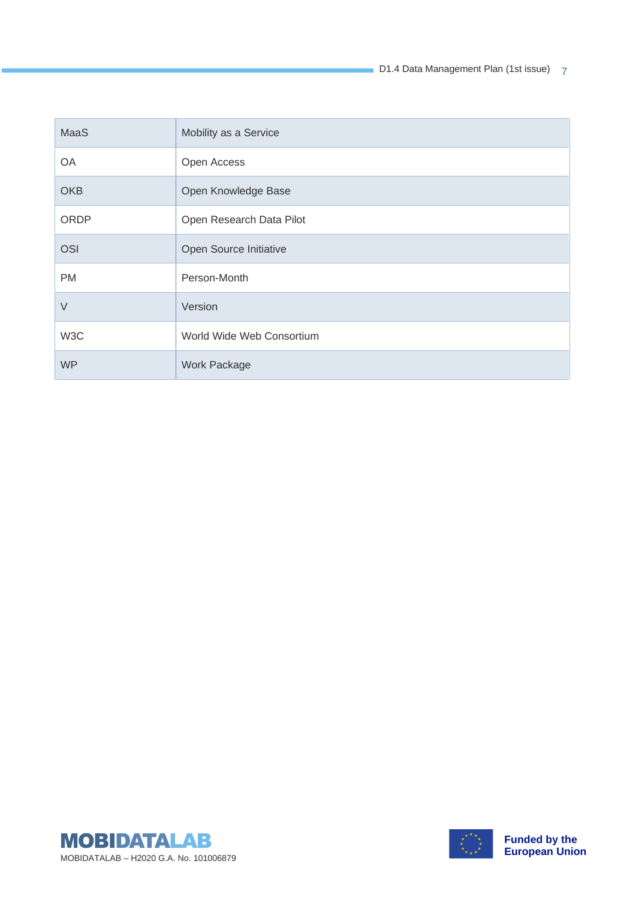| | |
|---|---|
| MaaS | Mobility as a Service |
| OA | Open Access |
| OKB | Open Knowledge Base |
| ORDP | Open Research Data Pilot |
| OSI | Open Source Initiative |
| PM | Person-Month |
| V | Version |
| W3C | World Wide Web Consortium |
| WP | Work Package |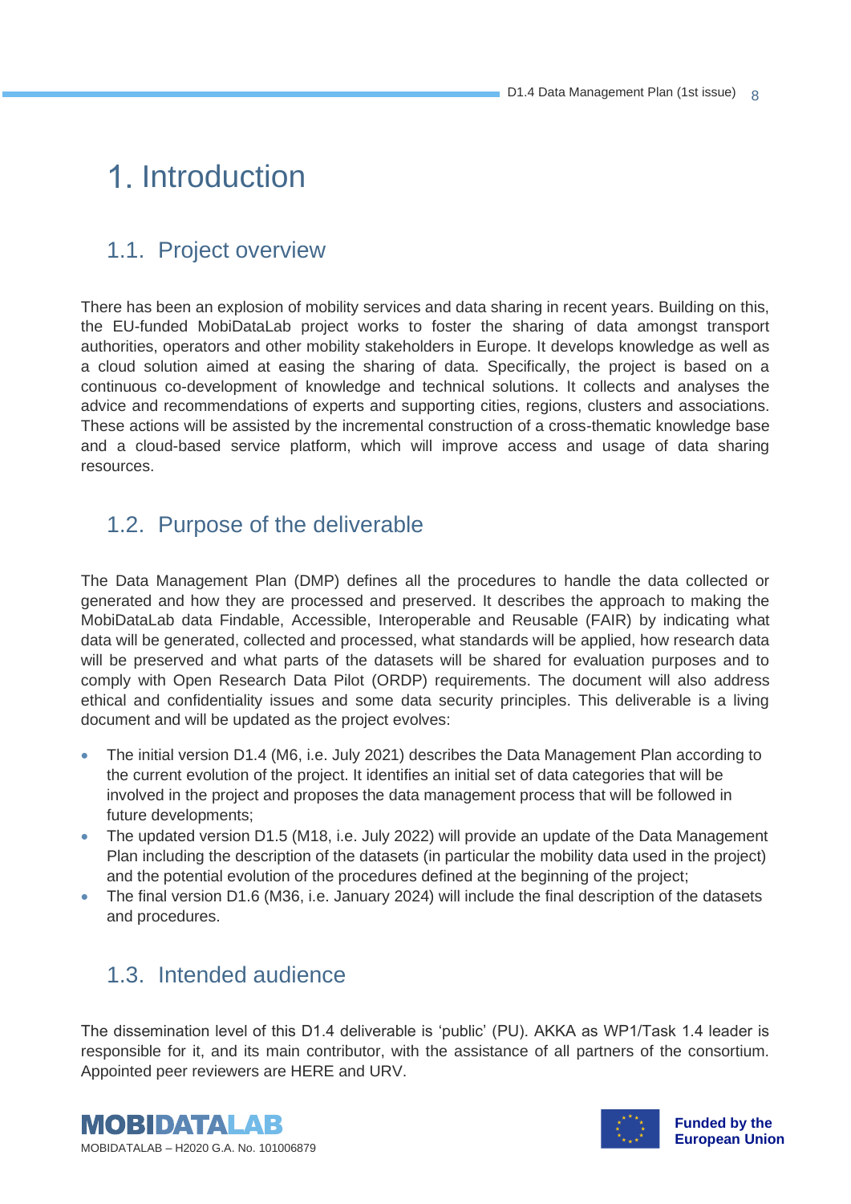# 1. Introduction

## 1.1. Project overview

There has been an explosion of mobility services and data sharing in recent years. Building on this, the EU-funded MobiDataLab project works to foster the sharing of data amongst transport authorities, operators and other mobility stakeholders in Europe. It develops knowledge as well as a cloud solution aimed at easing the sharing of data. Specifically, the project is based on a continuous co-development of knowledge and technical solutions. It collects and analyses the advice and recommendations of experts and supporting cities, regions, clusters and associations. These actions will be assisted by the incremental construction of a cross-thematic knowledge base and a cloud-based service platform, which will improve access and usage of data sharing resources.

## 1.2. Purpose of the deliverable

The Data Management Plan (DMP) defines all the procedures to handle the data collected or generated and how they are processed and preserved. It describes the approach to making the MobiDataLab data Findable, Accessible, Interoperable and Reusable (FAIR) by indicating what data will be generated, collected and processed, what standards will be applied, how research data will be preserved and what parts of the datasets will be shared for evaluation purposes and to comply with Open Research Data Pilot (ORDP) requirements. The document will also address ethical and confidentiality issues and some data security principles. This deliverable is a living document and will be updated as the project evolves:

- The initial version D1.4 (M6, i.e. July 2021) describes the Data Management Plan according to the current evolution of the project. It identifies an initial set of data categories that will be involved in the project and proposes the data management process that will be followed in future developments;
- The updated version D1.5 (M18, i.e. July 2022) will provide an update of the Data Management Plan including the description of the datasets (in particular the mobility data used in the project) and the potential evolution of the procedures defined at the beginning of the project;
- The final version D1.6 (M36, i.e. January 2024) will include the final description of the datasets and procedures.

## 1.3. Intended audience

The dissemination level of this D1.4 deliverable is 'public' (PU). AKKA as WP1/Task 1.4 leader is responsible for it, and its main contributor, with the assistance of all partners of the consortium. Appointed peer reviewers are HERE and URV.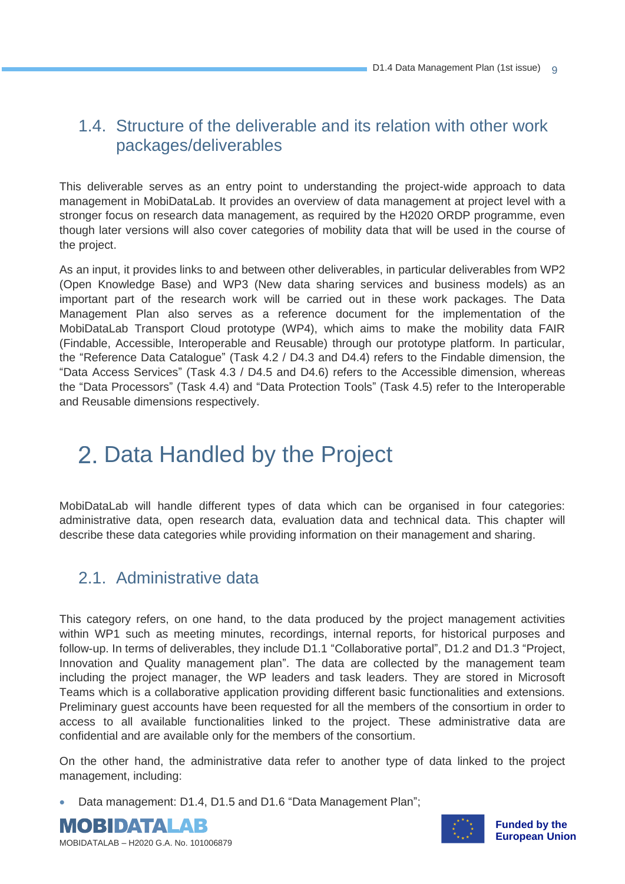## 1.4. Structure of the deliverable and its relation with other work packages/deliverables

This deliverable serves as an entry point to understanding the project-wide approach to data management in MobiDataLab. It provides an overview of data management at project level with a stronger focus on research data management, as required by the H2020 ORDP programme, even though later versions will also cover categories of mobility data that will be used in the course of the project.

As an input, it provides links to and between other deliverables, in particular deliverables from WP2 (Open Knowledge Base) and WP3 (New data sharing services and business models) as an important part of the research work will be carried out in these work packages. The Data Management Plan also serves as a reference document for the implementation of the MobiDataLab Transport Cloud prototype (WP4), which aims to make the mobility data FAIR (Findable, Accessible, Interoperable and Reusable) through our prototype platform. In particular, the “Reference Data Catalogue” (Task 4.2 / D4.3 and D4.4) refers to the Findable dimension, the “Data Access Services” (Task 4.3 / D4.5 and D4.6) refers to the Accessible dimension, whereas the “Data Processors” (Task 4.4) and “Data Protection Tools” (Task 4.5) refer to the Interoperable and Reusable dimensions respectively.

# 2. Data Handled by the Project

MobiDataLab will handle different types of data which can be organised in four categories: administrative data, open research data, evaluation data and technical data. This chapter will describe these data categories while providing information on their management and sharing.

## 2.1. Administrative data

This category refers, on one hand, to the data produced by the project management activities within WP1 such as meeting minutes, recordings, internal reports, for historical purposes and follow-up. In terms of deliverables, they include D1.1 “Collaborative portal”, D1.2 and D1.3 “Project, Innovation and Quality management plan”. The data are collected by the management team including the project manager, the WP leaders and task leaders. They are stored in Microsoft Teams which is a collaborative application providing different basic functionalities and extensions. Preliminary guest accounts have been requested for all the members of the consortium in order to access to all available functionalities linked to the project. These administrative data are confidential and are available only for the members of the consortium.

On the other hand, the administrative data refer to another type of data linked to the project management, including:

- Data management: D1.4, D1.5 and D1.6 “Data Management Plan”;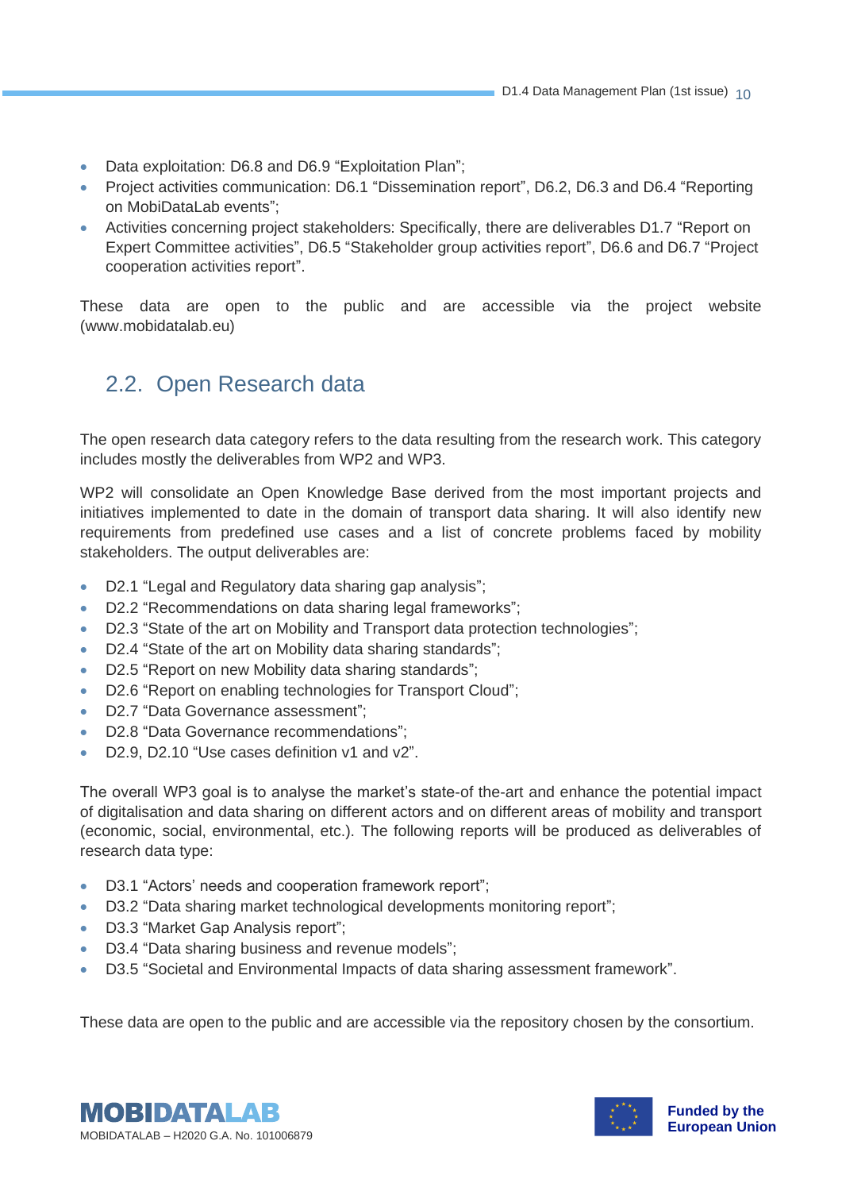- Data exploitation: D6.8 and D6.9 "Exploitation Plan";
- Project activities communication: D6.1 "Dissemination report", D6.2, D6.3 and D6.4 "Reporting on MobiDataLab events";
- Activities concerning project stakeholders: Specifically, there are deliverables D1.7 "Report on Expert Committee activities", D6.5 "Stakeholder group activities report", D6.6 and D6.7 "Project cooperation activities report".

These data are open to the public and are accessible via the project website (www.mobidatalab.eu)

## 2.2. Open Research data

The open research data category refers to the data resulting from the research work. This category includes mostly the deliverables from WP2 and WP3.

WP2 will consolidate an Open Knowledge Base derived from the most important projects and initiatives implemented to date in the domain of transport data sharing. It will also identify new requirements from predefined use cases and a list of concrete problems faced by mobility stakeholders. The output deliverables are:

- D2.1 "Legal and Regulatory data sharing gap analysis";
- D2.2 "Recommendations on data sharing legal frameworks";
- D2.3 "State of the art on Mobility and Transport data protection technologies";
- D2.4 "State of the art on Mobility data sharing standards";
- D2.5 "Report on new Mobility data sharing standards";
- D2.6 "Report on enabling technologies for Transport Cloud";
- D2.7 "Data Governance assessment";
- D2.8 "Data Governance recommendations";
- D2.9, D2.10 "Use cases definition v1 and v2".

The overall WP3 goal is to analyse the market's state-of the-art and enhance the potential impact of digitalisation and data sharing on different actors and on different areas of mobility and transport (economic, social, environmental, etc.). The following reports will be produced as deliverables of research data type:

- D3.1 "Actors' needs and cooperation framework report";
- D3.2 "Data sharing market technological developments monitoring report";
- D3.3 "Market Gap Analysis report";
- D3.4 "Data sharing business and revenue models";
- D3.5 "Societal and Environmental Impacts of data sharing assessment framework".

These data are open to the public and are accessible via the repository chosen by the consortium.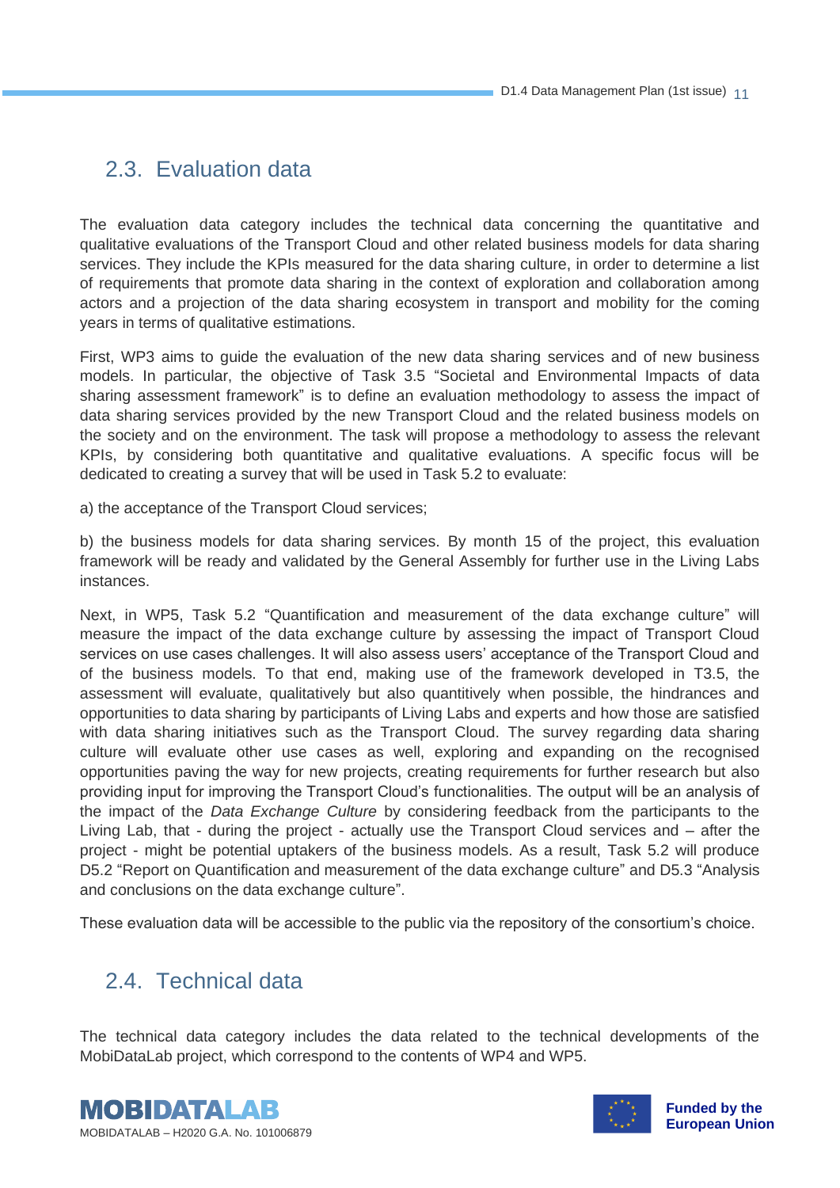## 2.3. Evaluation data

The evaluation data category includes the technical data concerning the quantitative and qualitative evaluations of the Transport Cloud and other related business models for data sharing services. They include the KPIs measured for the data sharing culture, in order to determine a list of requirements that promote data sharing in the context of exploration and collaboration among actors and a projection of the data sharing ecosystem in transport and mobility for the coming years in terms of qualitative estimations.

First, WP3 aims to guide the evaluation of the new data sharing services and of new business models. In particular, the objective of Task 3.5 "Societal and Environmental Impacts of data sharing assessment framework" is to define an evaluation methodology to assess the impact of data sharing services provided by the new Transport Cloud and the related business models on the society and on the environment. The task will propose a methodology to assess the relevant KPIs, by considering both quantitative and qualitative evaluations. A specific focus will be dedicated to creating a survey that will be used in Task 5.2 to evaluate:

a) the acceptance of the Transport Cloud services;

b) the business models for data sharing services. By month 15 of the project, this evaluation framework will be ready and validated by the General Assembly for further use in the Living Labs instances.

Next, in WP5, Task 5.2 "Quantification and measurement of the data exchange culture" will measure the impact of the data exchange culture by assessing the impact of Transport Cloud services on use cases challenges. It will also assess users' acceptance of the Transport Cloud and of the business models. To that end, making use of the framework developed in T3.5, the assessment will evaluate, qualitatively but also quantitively when possible, the hindrances and opportunities to data sharing by participants of Living Labs and experts and how those are satisfied with data sharing initiatives such as the Transport Cloud. The survey regarding data sharing culture will evaluate other use cases as well, exploring and expanding on the recognised opportunities paving the way for new projects, creating requirements for further research but also providing input for improving the Transport Cloud's functionalities. The output will be an analysis of the impact of the *Data Exchange Culture* by considering feedback from the participants to the Living Lab, that - during the project - actually use the Transport Cloud services and – after the project - might be potential uptakers of the business models. As a result, Task 5.2 will produce D5.2 "Report on Quantification and measurement of the data exchange culture" and D5.3 "Analysis and conclusions on the data exchange culture".

These evaluation data will be accessible to the public via the repository of the consortium's choice.

## 2.4. Technical data

The technical data category includes the data related to the technical developments of the MobiDataLab project, which correspond to the contents of WP4 and WP5.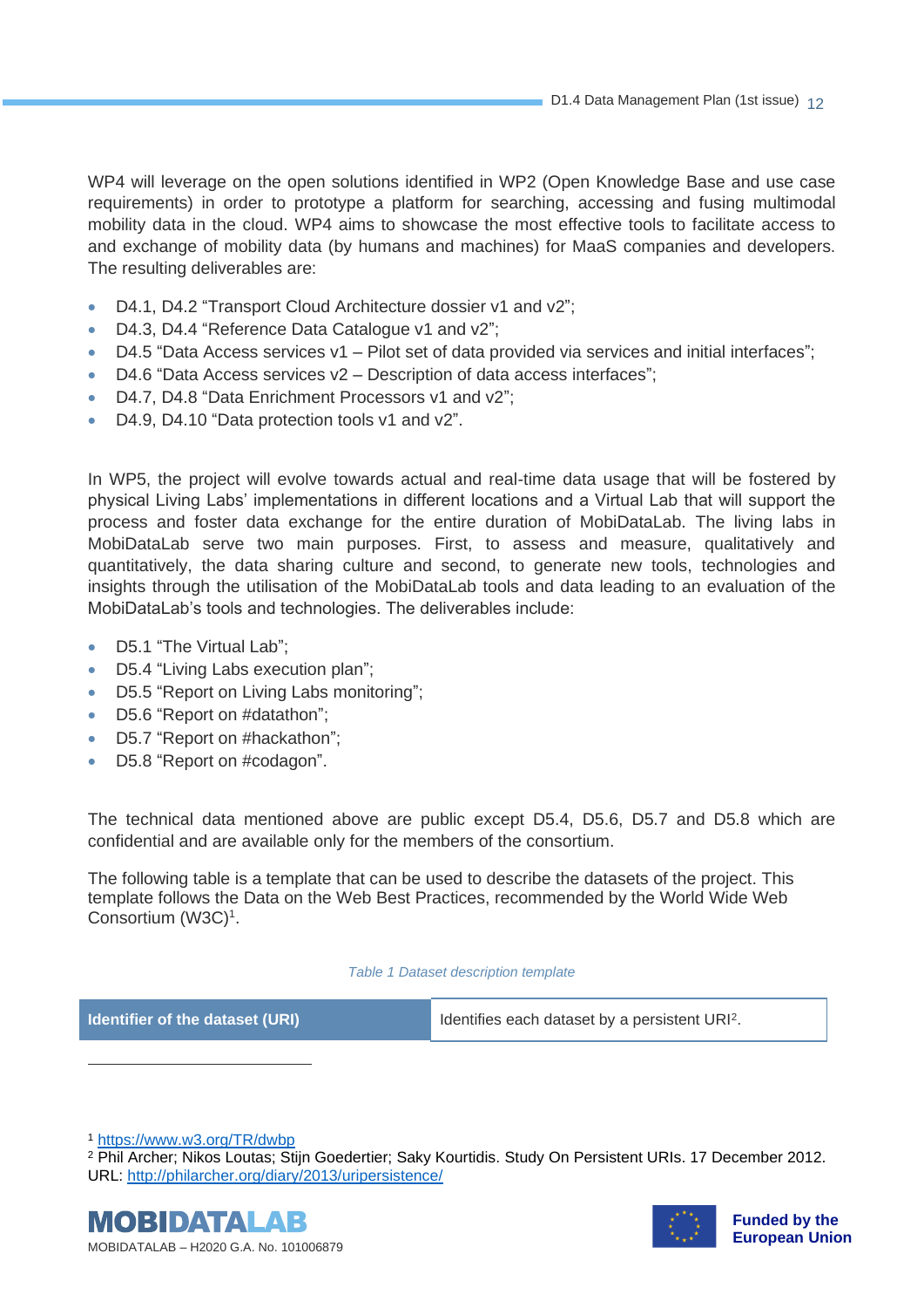WP4 will leverage on the open solutions identified in WP2 (Open Knowledge Base and use case requirements) in order to prototype a platform for searching, accessing and fusing multimodal mobility data in the cloud. WP4 aims to showcase the most effective tools to facilitate access to and exchange of mobility data (by humans and machines) for MaaS companies and developers. The resulting deliverables are:

- D4.1, D4.2 "Transport Cloud Architecture dossier v1 and v2";
- D4.3, D4.4 "Reference Data Catalogue v1 and v2";
- D4.5 "Data Access services v1 – Pilot set of data provided via services and initial interfaces";
- D4.6 "Data Access services v2 – Description of data access interfaces";
- D4.7, D4.8 "Data Enrichment Processors v1 and v2";
- D4.9, D4.10 "Data protection tools v1 and v2".

In WP5, the project will evolve towards actual and real-time data usage that will be fostered by physical Living Labs' implementations in different locations and a Virtual Lab that will support the process and foster data exchange for the entire duration of MobiDataLab. The living labs in MobiDataLab serve two main purposes. First, to assess and measure, qualitatively and quantitatively, the data sharing culture and second, to generate new tools, technologies and insights through the utilisation of the MobiDataLab tools and data leading to an evaluation of the MobiDataLab's tools and technologies. The deliverables include:

- D5.1 "The Virtual Lab";
- D5.4 "Living Labs execution plan";
- D5.5 "Report on Living Labs monitoring";
- D5.6 "Report on #datathon";
- D5.7 "Report on #hackathon";
- D5.8 "Report on #codagon".

The technical data mentioned above are public except D5.4, D5.6, D5.7 and D5.8 which are confidential and are available only for the members of the consortium.

The following table is a template that can be used to describe the datasets of the project. This template follows the Data on the Web Best Practices, recommended by the World Wide Web Consortium (W3C)[1].

*Table 1 Dataset description template*

| **Identifier of the dataset (URI)** | Identifies each dataset by a persistent URI[2]. |
|---|---|

[1] https://www.w3.org/TR/dwbp

[2] Phil Archer; Nikos Loutas; Stijn Goedertier; Saky Kourtidis. Study On Persistent URIs. 17 December 2012. URL: http://philarcher.org/diary/2013/uripersistence/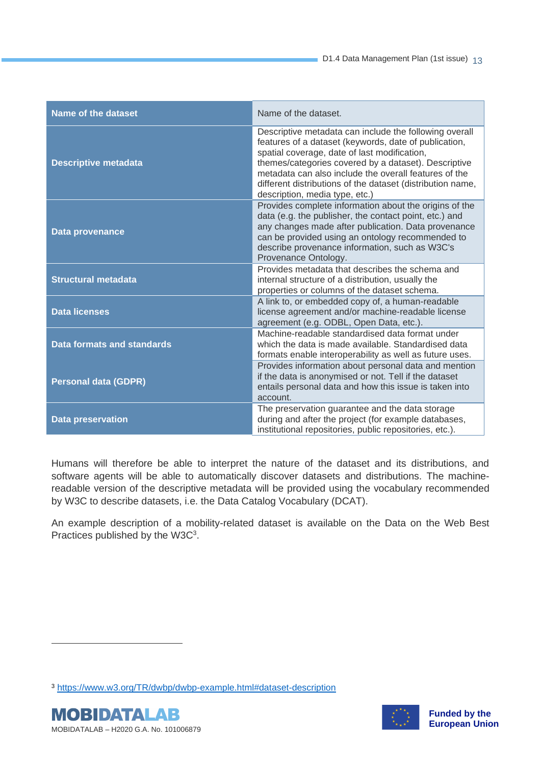| Name of the dataset | Name of the dataset. |
|---|---|
| **Descriptive metadata** | Descriptive metadata can include the following overall features of a dataset (keywords, date of publication, spatial coverage, date of last modification, themes/categories covered by a dataset). Descriptive metadata can also include the overall features of the different distributions of the dataset (distribution name, description, media type, etc.) |
| **Data provenance** | Provides complete information about the origins of the data (e.g. the publisher, the contact point, etc.) and any changes made after publication. Data provenance can be provided using an ontology recommended to describe provenance information, such as W3C's Provenance Ontology. |
| **Structural metadata** | Provides metadata that describes the schema and internal structure of a distribution, usually the properties or columns of the dataset schema. |
| **Data licenses** | A link to, or embedded copy of, a human-readable license agreement and/or machine-readable license agreement (e.g. ODBL, Open Data, etc.). |
| **Data formats and standards** | Machine-readable standardised data format under which the data is made available. Standardised data formats enable interoperability as well as future uses. |
| **Personal data (GDPR)** | Provides information about personal data and mention if the data is anonymised or not. Tell if the dataset entails personal data and how this issue is taken into account. |
| **Data preservation** | The preservation guarantee and the data storage during and after the project (for example databases, institutional repositories, public repositories, etc.). |

Humans will therefore be able to interpret the nature of the dataset and its distributions, and software agents will be able to automatically discover datasets and distributions. The machine-readable version of the descriptive metadata will be provided using the vocabulary recommended by W3C to describe datasets, i.e. the Data Catalog Vocabulary (DCAT).

An example description of a mobility-related dataset is available on the Data on the Web Best Practices published by the W3C[3].

[3] https://www.w3.org/TR/dwbp/dwbp-example.html#dataset-description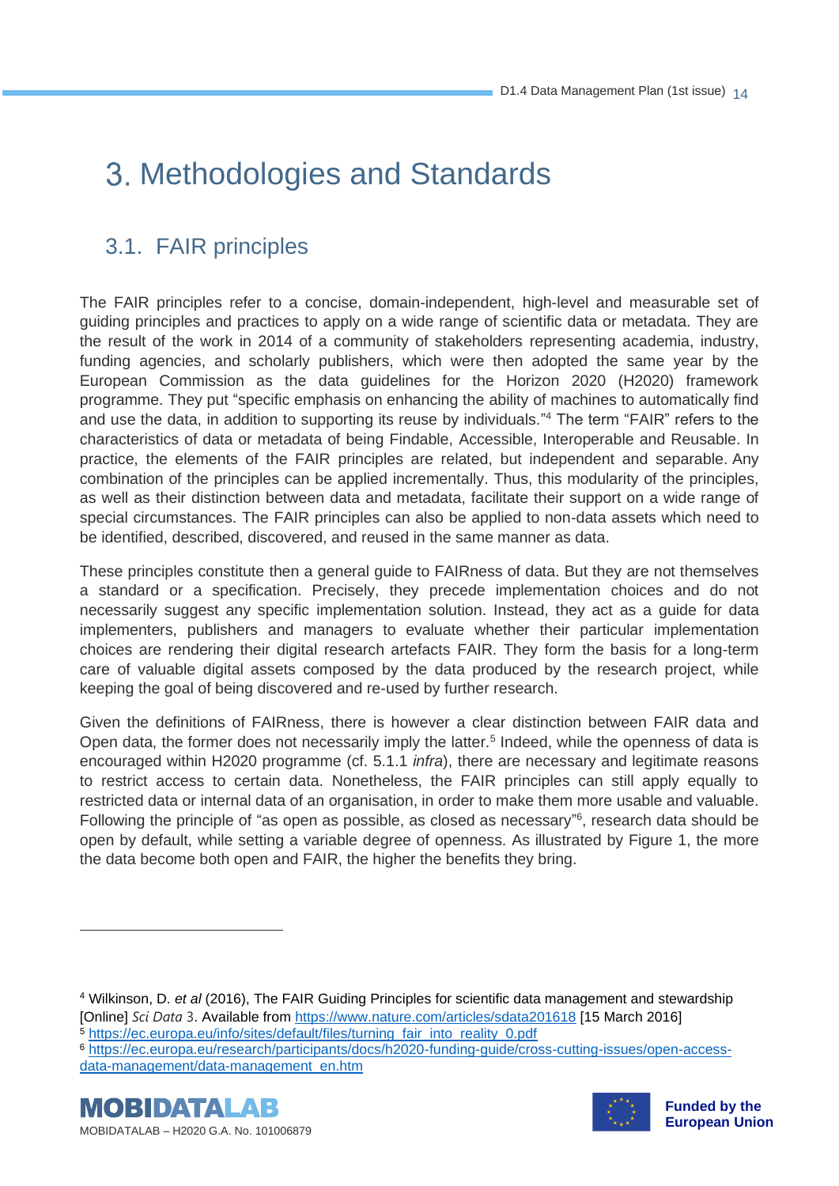# 3. Methodologies and Standards

## 3.1. FAIR principles

The FAIR principles refer to a concise, domain-independent, high-level and measurable set of guiding principles and practices to apply on a wide range of scientific data or metadata. They are the result of the work in 2014 of a community of stakeholders representing academia, industry, funding agencies, and scholarly publishers, which were then adopted the same year by the European Commission as the data guidelines for the Horizon 2020 (H2020) framework programme. They put "specific emphasis on enhancing the ability of machines to automatically find and use the data, in addition to supporting its reuse by individuals."[4] The term "FAIR" refers to the characteristics of data or metadata of being Findable, Accessible, Interoperable and Reusable. In practice, the elements of the FAIR principles are related, but independent and separable. Any combination of the principles can be applied incrementally. Thus, this modularity of the principles, as well as their distinction between data and metadata, facilitate their support on a wide range of special circumstances. The FAIR principles can also be applied to non-data assets which need to be identified, described, discovered, and reused in the same manner as data.

These principles constitute then a general guide to FAIRness of data. But they are not themselves a standard or a specification. Precisely, they precede implementation choices and do not necessarily suggest any specific implementation solution. Instead, they act as a guide for data implementers, publishers and managers to evaluate whether their particular implementation choices are rendering their digital research artefacts FAIR. They form the basis for a long-term care of valuable digital assets composed by the data produced by the research project, while keeping the goal of being discovered and re-used by further research.

Given the definitions of FAIRness, there is however a clear distinction between FAIR data and Open data, the former does not necessarily imply the latter.[5] Indeed, while the openness of data is encouraged within H2020 programme (cf. 5.1.1 *infra*), there are necessary and legitimate reasons to restrict access to certain data. Nonetheless, the FAIR principles can still apply equally to restricted data or internal data of an organisation, in order to make them more usable and valuable. Following the principle of "as open as possible, as closed as necessary"[6], research data should be open by default, while setting a variable degree of openness. As illustrated by Figure 1, the more the data become both open and FAIR, the higher the benefits they bring.

---

[4] Wilkinson, D. *et al* (2016), The FAIR Guiding Principles for scientific data management and stewardship [Online] *Sci Data* 3. Available from https://www.nature.com/articles/sdata201618 [15 March 2016]

[5] https://ec.europa.eu/info/sites/default/files/turning_fair_into_reality_0.pdf

[6] https://ec.europa.eu/research/participants/docs/h2020-funding-guide/cross-cutting-issues/open-access-data-management/data-management_en.htm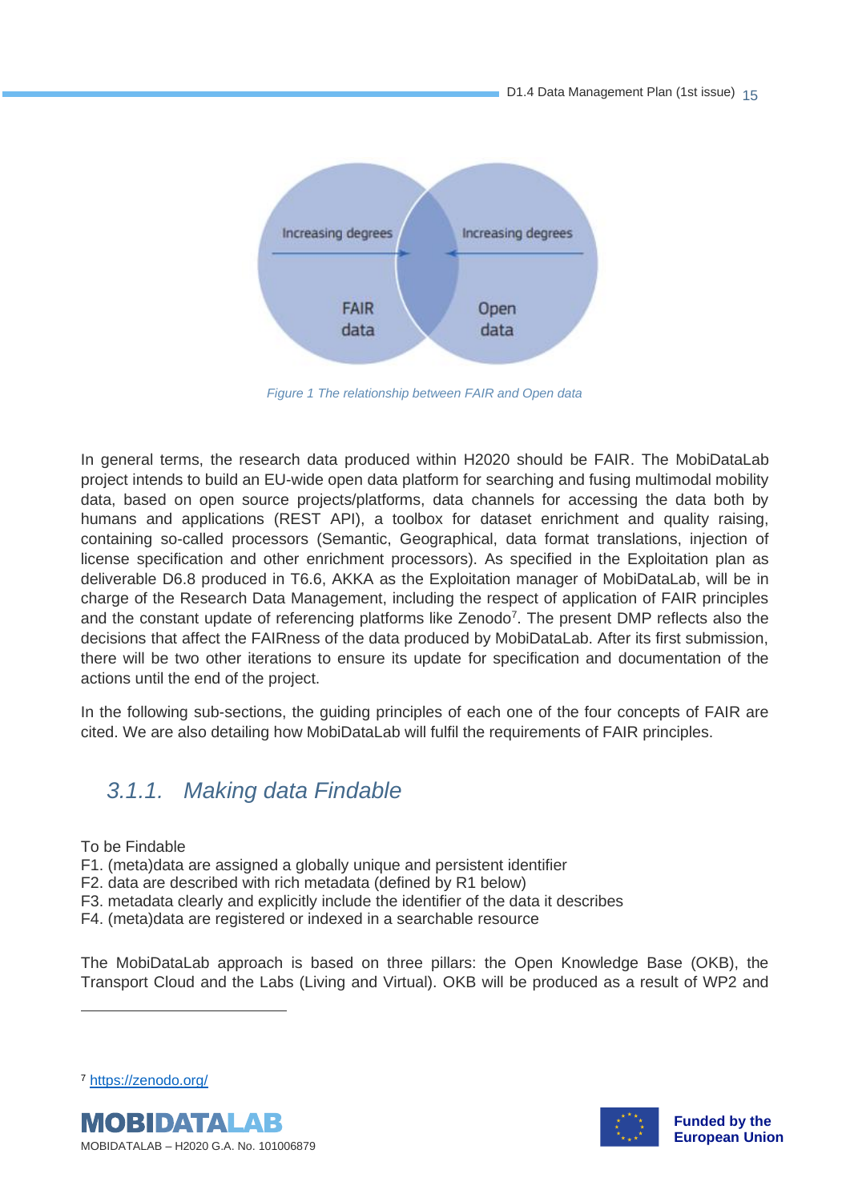Increasing degrees → FAIR data

Increasing degrees ← Open data

*Figure 1 The relationship between FAIR and Open data*

In general terms, the research data produced within H2020 should be FAIR. The MobiDataLab project intends to build an EU-wide open data platform for searching and fusing multimodal mobility data, based on open source projects/platforms, data channels for accessing the data both by humans and applications (REST API), a toolbox for dataset enrichment and quality raising, containing so-called processors (Semantic, Geographical, data format translations, injection of license specification and other enrichment processors). As specified in the Exploitation plan as deliverable D6.8 produced in T6.6, AKKA as the Exploitation manager of MobiDataLab, will be in charge of the Research Data Management, including the respect of application of FAIR principles and the constant update of referencing platforms like Zenodo[7]. The present DMP reflects also the decisions that affect the FAIRness of the data produced by MobiDataLab. After its first submission, there will be two other iterations to ensure its update for specification and documentation of the actions until the end of the project.

In the following sub-sections, the guiding principles of each one of the four concepts of FAIR are cited. We are also detailing how MobiDataLab will fulfil the requirements of FAIR principles.

### 3.1.1. Making data Findable

To be Findable
F1. (meta)data are assigned a globally unique and persistent identifier
F2. data are described with rich metadata (defined by R1 below)
F3. metadata clearly and explicitly include the identifier of the data it describes
F4. (meta)data are registered or indexed in a searchable resource

The MobiDataLab approach is based on three pillars: the Open Knowledge Base (OKB), the Transport Cloud and the Labs (Living and Virtual). OKB will be produced as a result of WP2 and

---

[7] https://zenodo.org/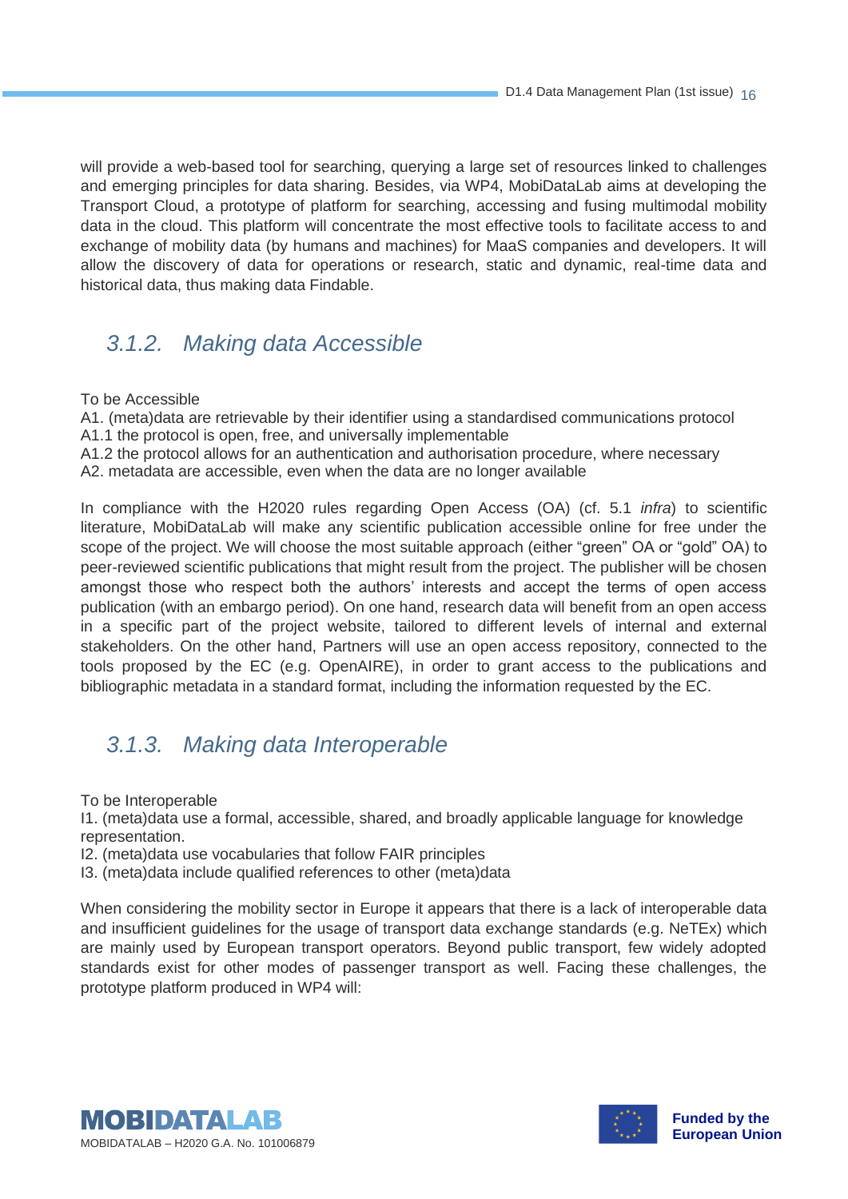will provide a web-based tool for searching, querying a large set of resources linked to challenges and emerging principles for data sharing. Besides, via WP4, MobiDataLab aims at developing the Transport Cloud, a prototype of platform for searching, accessing and fusing multimodal mobility data in the cloud. This platform will concentrate the most effective tools to facilitate access to and exchange of mobility data (by humans and machines) for MaaS companies and developers. It will allow the discovery of data for operations or research, static and dynamic, real-time data and historical data, thus making data Findable.

### *3.1.2. Making data Accessible*

To be Accessible
A1. (meta)data are retrievable by their identifier using a standardised communications protocol
A1.1 the protocol is open, free, and universally implementable
A1.2 the protocol allows for an authentication and authorisation procedure, where necessary
A2. metadata are accessible, even when the data are no longer available

In compliance with the H2020 rules regarding Open Access (OA) (cf. 5.1 *infra*) to scientific literature, MobiDataLab will make any scientific publication accessible online for free under the scope of the project. We will choose the most suitable approach (either "green" OA or "gold" OA) to peer-reviewed scientific publications that might result from the project. The publisher will be chosen amongst those who respect both the authors' interests and accept the terms of open access publication (with an embargo period). On one hand, research data will benefit from an open access in a specific part of the project website, tailored to different levels of internal and external stakeholders. On the other hand, Partners will use an open access repository, connected to the tools proposed by the EC (e.g. OpenAIRE), in order to grant access to the publications and bibliographic metadata in a standard format, including the information requested by the EC.

### *3.1.3. Making data Interoperable*

To be Interoperable
I1. (meta)data use a formal, accessible, shared, and broadly applicable language for knowledge representation.
I2. (meta)data use vocabularies that follow FAIR principles
I3. (meta)data include qualified references to other (meta)data

When considering the mobility sector in Europe it appears that there is a lack of interoperable data and insufficient guidelines for the usage of transport data exchange standards (e.g. NeTEx) which are mainly used by European transport operators. Beyond public transport, few widely adopted standards exist for other modes of passenger transport as well. Facing these challenges, the prototype platform produced in WP4 will: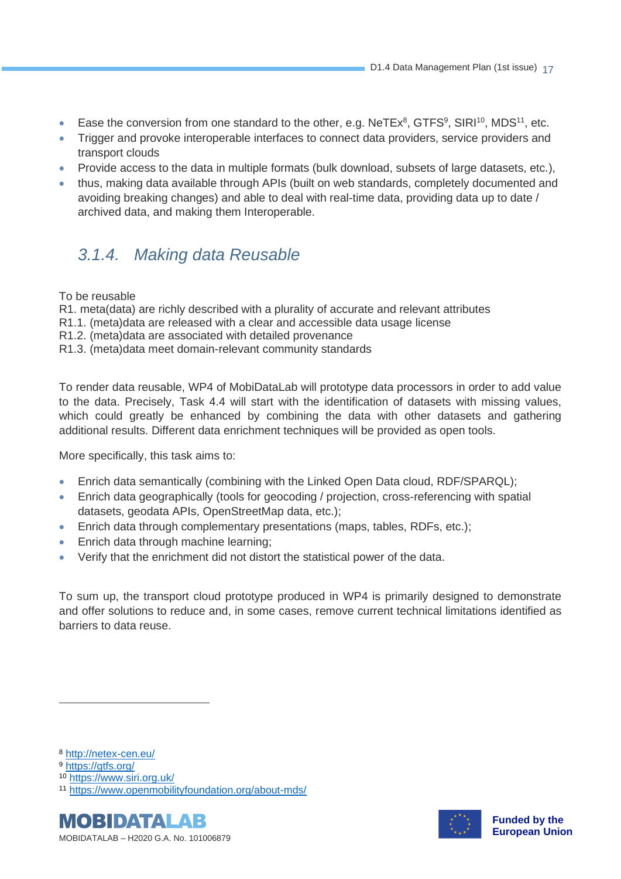- Ease the conversion from one standard to the other, e.g. NeTEx[8], GTFS[9], SIRI[10], MDS[11], etc.
- Trigger and provoke interoperable interfaces to connect data providers, service providers and transport clouds
- Provide access to the data in multiple formats (bulk download, subsets of large datasets, etc.),
- thus, making data available through APIs (built on web standards, completely documented and avoiding breaking changes) and able to deal with real-time data, providing data up to date / archived data, and making them Interoperable.

### *3.1.4. Making data Reusable*

To be reusable
R1. meta(data) are richly described with a plurality of accurate and relevant attributes
R1.1. (meta)data are released with a clear and accessible data usage license
R1.2. (meta)data are associated with detailed provenance
R1.3. (meta)data meet domain-relevant community standards

To render data reusable, WP4 of MobiDataLab will prototype data processors in order to add value to the data. Precisely, Task 4.4 will start with the identification of datasets with missing values, which could greatly be enhanced by combining the data with other datasets and gathering additional results. Different data enrichment techniques will be provided as open tools.

More specifically, this task aims to:

- Enrich data semantically (combining with the Linked Open Data cloud, RDF/SPARQL);
- Enrich data geographically (tools for geocoding / projection, cross-referencing with spatial datasets, geodata APIs, OpenStreetMap data, etc.);
- Enrich data through complementary presentations (maps, tables, RDFs, etc.);
- Enrich data through machine learning;
- Verify that the enrichment did not distort the statistical power of the data.

To sum up, the transport cloud prototype produced in WP4 is primarily designed to demonstrate and offer solutions to reduce and, in some cases, remove current technical limitations identified as barriers to data reuse.

---

[8] http://netex-cen.eu/
[9] https://gtfs.org/
[10] https://www.siri.org.uk/
[11] https://www.openmobilityfoundation.org/about-mds/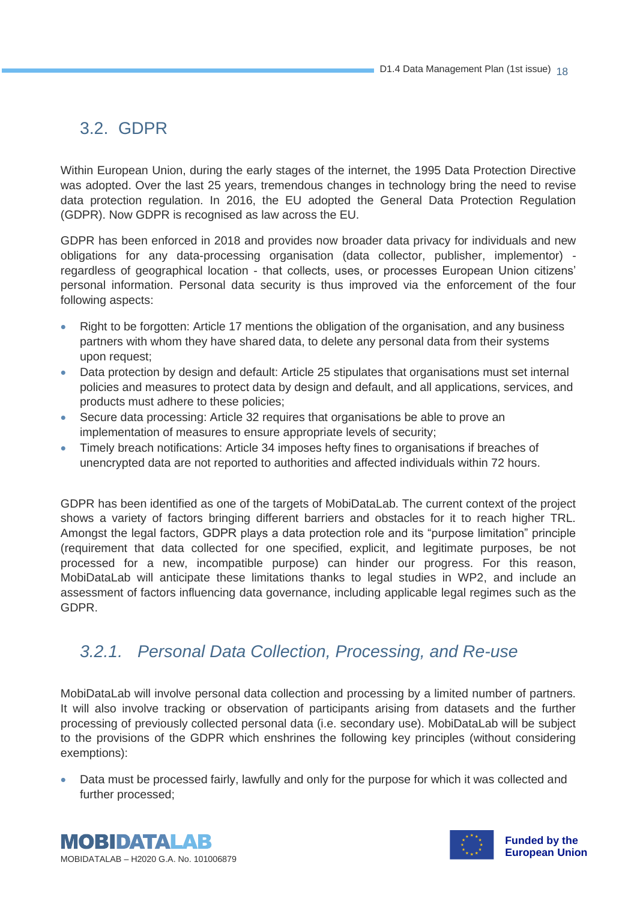## 3.2. GDPR

Within European Union, during the early stages of the internet, the 1995 Data Protection Directive was adopted. Over the last 25 years, tremendous changes in technology bring the need to revise data protection regulation. In 2016, the EU adopted the General Data Protection Regulation (GDPR). Now GDPR is recognised as law across the EU.

GDPR has been enforced in 2018 and provides now broader data privacy for individuals and new obligations for any data-processing organisation (data collector, publisher, implementor) - regardless of geographical location - that collects, uses, or processes European Union citizens' personal information. Personal data security is thus improved via the enforcement of the four following aspects:

- Right to be forgotten: Article 17 mentions the obligation of the organisation, and any business partners with whom they have shared data, to delete any personal data from their systems upon request;
- Data protection by design and default: Article 25 stipulates that organisations must set internal policies and measures to protect data by design and default, and all applications, services, and products must adhere to these policies;
- Secure data processing: Article 32 requires that organisations be able to prove an implementation of measures to ensure appropriate levels of security;
- Timely breach notifications: Article 34 imposes hefty fines to organisations if breaches of unencrypted data are not reported to authorities and affected individuals within 72 hours.

GDPR has been identified as one of the targets of MobiDataLab. The current context of the project shows a variety of factors bringing different barriers and obstacles for it to reach higher TRL. Amongst the legal factors, GDPR plays a data protection role and its "purpose limitation" principle (requirement that data collected for one specified, explicit, and legitimate purposes, be not processed for a new, incompatible purpose) can hinder our progress. For this reason, MobiDataLab will anticipate these limitations thanks to legal studies in WP2, and include an assessment of factors influencing data governance, including applicable legal regimes such as the GDPR.

### *3.2.1. Personal Data Collection, Processing, and Re-use*

MobiDataLab will involve personal data collection and processing by a limited number of partners. It will also involve tracking or observation of participants arising from datasets and the further processing of previously collected personal data (i.e. secondary use). MobiDataLab will be subject to the provisions of the GDPR which enshrines the following key principles (without considering exemptions):

- Data must be processed fairly, lawfully and only for the purpose for which it was collected and further processed;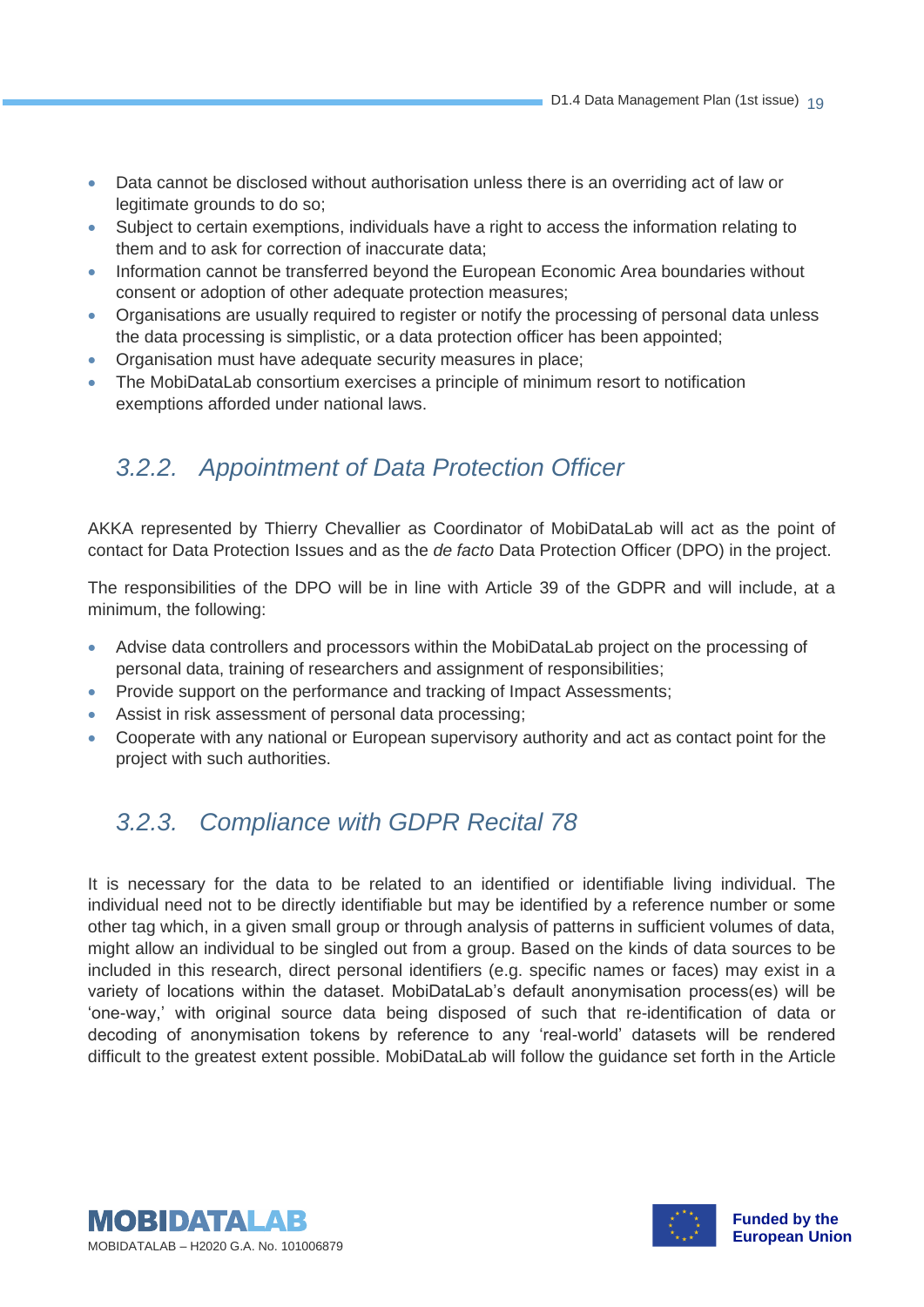- Data cannot be disclosed without authorisation unless there is an overriding act of law or legitimate grounds to do so;
- Subject to certain exemptions, individuals have a right to access the information relating to them and to ask for correction of inaccurate data;
- Information cannot be transferred beyond the European Economic Area boundaries without consent or adoption of other adequate protection measures;
- Organisations are usually required to register or notify the processing of personal data unless the data processing is simplistic, or a data protection officer has been appointed;
- Organisation must have adequate security measures in place;
- The MobiDataLab consortium exercises a principle of minimum resort to notification exemptions afforded under national laws.

### 3.2.2. Appointment of Data Protection Officer

AKKA represented by Thierry Chevallier as Coordinator of MobiDataLab will act as the point of contact for Data Protection Issues and as the *de facto* Data Protection Officer (DPO) in the project.

The responsibilities of the DPO will be in line with Article 39 of the GDPR and will include, at a minimum, the following:

- Advise data controllers and processors within the MobiDataLab project on the processing of personal data, training of researchers and assignment of responsibilities;
- Provide support on the performance and tracking of Impact Assessments;
- Assist in risk assessment of personal data processing;
- Cooperate with any national or European supervisory authority and act as contact point for the project with such authorities.

### 3.2.3. Compliance with GDPR Recital 78

It is necessary for the data to be related to an identified or identifiable living individual. The individual need not to be directly identifiable but may be identified by a reference number or some other tag which, in a given small group or through analysis of patterns in sufficient volumes of data, might allow an individual to be singled out from a group. Based on the kinds of data sources to be included in this research, direct personal identifiers (e.g. specific names or faces) may exist in a variety of locations within the dataset. MobiDataLab's default anonymisation process(es) will be 'one-way,' with original source data being disposed of such that re-identification of data or decoding of anonymisation tokens by reference to any 'real-world' datasets will be rendered difficult to the greatest extent possible. MobiDataLab will follow the guidance set forth in the Article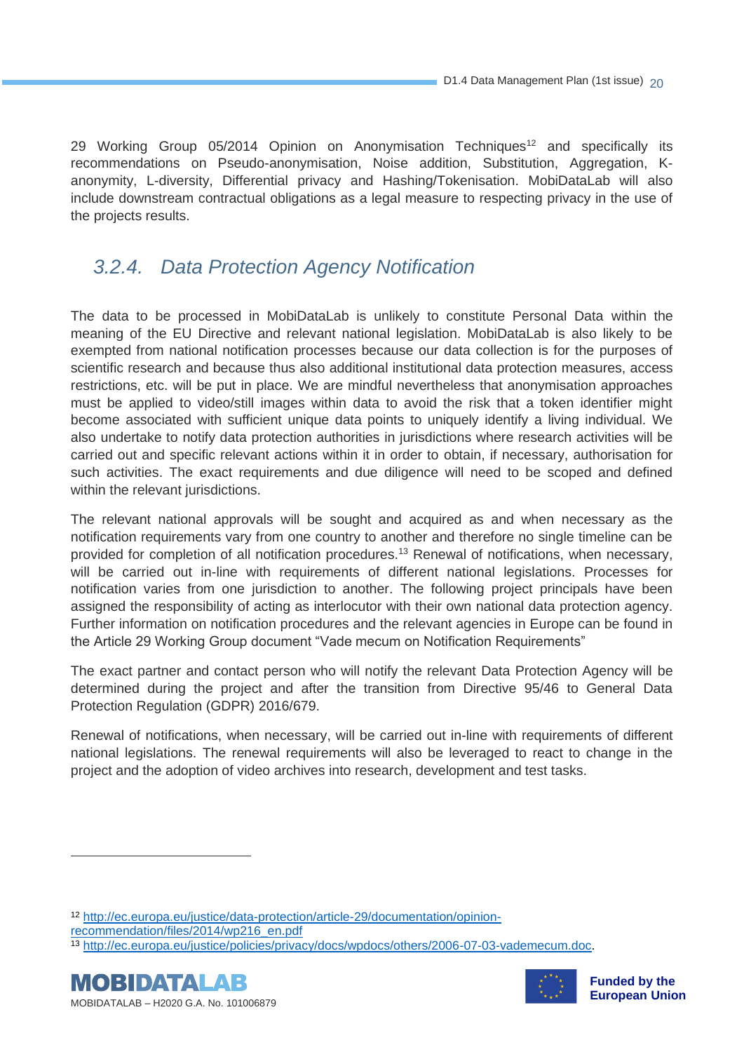29 Working Group 05/2014 Opinion on Anonymisation Techniques[12] and specifically its recommendations on Pseudo-anonymisation, Noise addition, Substitution, Aggregation, K-anonymity, L-diversity, Differential privacy and Hashing/Tokenisation. MobiDataLab will also include downstream contractual obligations as a legal measure to respecting privacy in the use of the projects results.

### *3.2.4. Data Protection Agency Notification*

The data to be processed in MobiDataLab is unlikely to constitute Personal Data within the meaning of the EU Directive and relevant national legislation. MobiDataLab is also likely to be exempted from national notification processes because our data collection is for the purposes of scientific research and because thus also additional institutional data protection measures, access restrictions, etc. will be put in place. We are mindful nevertheless that anonymisation approaches must be applied to video/still images within data to avoid the risk that a token identifier might become associated with sufficient unique data points to uniquely identify a living individual. We also undertake to notify data protection authorities in jurisdictions where research activities will be carried out and specific relevant actions within it in order to obtain, if necessary, authorisation for such activities. The exact requirements and due diligence will need to be scoped and defined within the relevant jurisdictions.

The relevant national approvals will be sought and acquired as and when necessary as the notification requirements vary from one country to another and therefore no single timeline can be provided for completion of all notification procedures.[13] Renewal of notifications, when necessary, will be carried out in-line with requirements of different national legislations. Processes for notification varies from one jurisdiction to another. The following project principals have been assigned the responsibility of acting as interlocutor with their own national data protection agency. Further information on notification procedures and the relevant agencies in Europe can be found in the Article 29 Working Group document "Vade mecum on Notification Requirements"

The exact partner and contact person who will notify the relevant Data Protection Agency will be determined during the project and after the transition from Directive 95/46 to General Data Protection Regulation (GDPR) 2016/679.

Renewal of notifications, when necessary, will be carried out in-line with requirements of different national legislations. The renewal requirements will also be leveraged to react to change in the project and the adoption of video archives into research, development and test tasks.

---

[12] http://ec.europa.eu/justice/data-protection/article-29/documentation/opinion-recommendation/files/2014/wp216_en.pdf

[13] http://ec.europa.eu/justice/policies/privacy/docs/wpdocs/others/2006-07-03-vademecum.doc.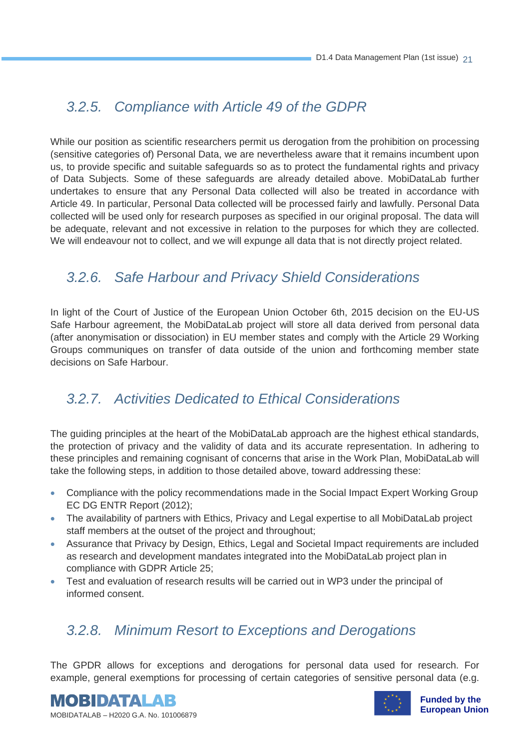### 3.2.5. Compliance with Article 49 of the GDPR

While our position as scientific researchers permit us derogation from the prohibition on processing (sensitive categories of) Personal Data, we are nevertheless aware that it remains incumbent upon us, to provide specific and suitable safeguards so as to protect the fundamental rights and privacy of Data Subjects. Some of these safeguards are already detailed above. MobiDataLab further undertakes to ensure that any Personal Data collected will also be treated in accordance with Article 49. In particular, Personal Data collected will be processed fairly and lawfully. Personal Data collected will be used only for research purposes as specified in our original proposal. The data will be adequate, relevant and not excessive in relation to the purposes for which they are collected. We will endeavour not to collect, and we will expunge all data that is not directly project related.

### 3.2.6. Safe Harbour and Privacy Shield Considerations

In light of the Court of Justice of the European Union October 6th, 2015 decision on the EU-US Safe Harbour agreement, the MobiDataLab project will store all data derived from personal data (after anonymisation or dissociation) in EU member states and comply with the Article 29 Working Groups communiques on transfer of data outside of the union and forthcoming member state decisions on Safe Harbour.

### 3.2.7. Activities Dedicated to Ethical Considerations

The guiding principles at the heart of the MobiDataLab approach are the highest ethical standards, the protection of privacy and the validity of data and its accurate representation. In adhering to these principles and remaining cognisant of concerns that arise in the Work Plan, MobiDataLab will take the following steps, in addition to those detailed above, toward addressing these:

- Compliance with the policy recommendations made in the Social Impact Expert Working Group EC DG ENTR Report (2012);
- The availability of partners with Ethics, Privacy and Legal expertise to all MobiDataLab project staff members at the outset of the project and throughout;
- Assurance that Privacy by Design, Ethics, Legal and Societal Impact requirements are included as research and development mandates integrated into the MobiDataLab project plan in compliance with GDPR Article 25;
- Test and evaluation of research results will be carried out in WP3 under the principal of informed consent.

### 3.2.8. Minimum Resort to Exceptions and Derogations

The GPDR allows for exceptions and derogations for personal data used for research. For example, general exemptions for processing of certain categories of sensitive personal data (e.g.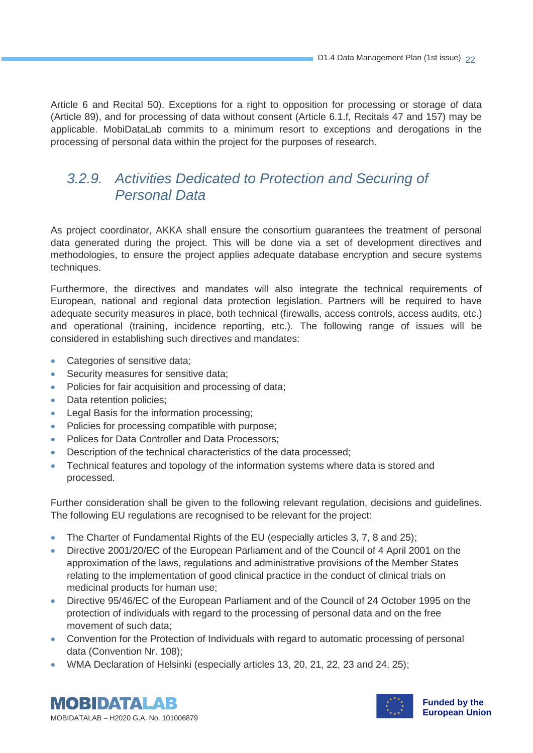Article 6 and Recital 50). Exceptions for a right to opposition for processing or storage of data (Article 89), and for processing of data without consent (Article 6.1.f, Recitals 47 and 157) may be applicable. MobiDataLab commits to a minimum resort to exceptions and derogations in the processing of personal data within the project for the purposes of research.

### *3.2.9. Activities Dedicated to Protection and Securing of Personal Data*

As project coordinator, AKKA shall ensure the consortium guarantees the treatment of personal data generated during the project. This will be done via a set of development directives and methodologies, to ensure the project applies adequate database encryption and secure systems techniques.

Furthermore, the directives and mandates will also integrate the technical requirements of European, national and regional data protection legislation. Partners will be required to have adequate security measures in place, both technical (firewalls, access controls, access audits, etc.) and operational (training, incidence reporting, etc.). The following range of issues will be considered in establishing such directives and mandates:

- Categories of sensitive data;
- Security measures for sensitive data;
- Policies for fair acquisition and processing of data;
- Data retention policies;
- Legal Basis for the information processing;
- Policies for processing compatible with purpose;
- Polices for Data Controller and Data Processors;
- Description of the technical characteristics of the data processed;
- Technical features and topology of the information systems where data is stored and processed.

Further consideration shall be given to the following relevant regulation, decisions and guidelines. The following EU regulations are recognised to be relevant for the project:

- The Charter of Fundamental Rights of the EU (especially articles 3, 7, 8 and 25);
- Directive 2001/20/EC of the European Parliament and of the Council of 4 April 2001 on the approximation of the laws, regulations and administrative provisions of the Member States relating to the implementation of good clinical practice in the conduct of clinical trials on medicinal products for human use;
- Directive 95/46/EC of the European Parliament and of the Council of 24 October 1995 on the protection of individuals with regard to the processing of personal data and on the free movement of such data;
- Convention for the Protection of Individuals with regard to automatic processing of personal data (Convention Nr. 108);
- WMA Declaration of Helsinki (especially articles 13, 20, 21, 22, 23 and 24, 25);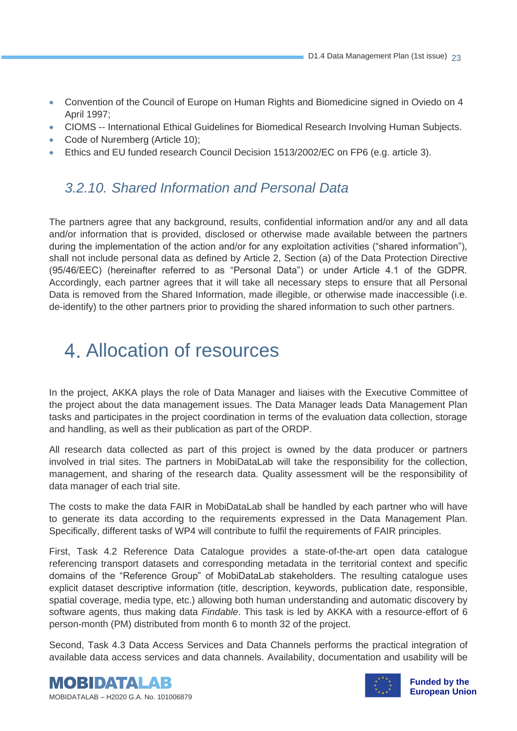- Convention of the Council of Europe on Human Rights and Biomedicine signed in Oviedo on 4 April 1997;
- CIOMS -- International Ethical Guidelines for Biomedical Research Involving Human Subjects.
- Code of Nuremberg (Article 10);
- Ethics and EU funded research Council Decision 1513/2002/EC on FP6 (e.g. article 3).

### 3.2.10. Shared Information and Personal Data

The partners agree that any background, results, confidential information and/or any and all data and/or information that is provided, disclosed or otherwise made available between the partners during the implementation of the action and/or for any exploitation activities ("shared information"), shall not include personal data as defined by Article 2, Section (a) of the Data Protection Directive (95/46/EEC) (hereinafter referred to as "Personal Data") or under Article 4.1 of the GDPR. Accordingly, each partner agrees that it will take all necessary steps to ensure that all Personal Data is removed from the Shared Information, made illegible, or otherwise made inaccessible (i.e. de-identify) to the other partners prior to providing the shared information to such other partners.

# 4. Allocation of resources

In the project, AKKA plays the role of Data Manager and liaises with the Executive Committee of the project about the data management issues. The Data Manager leads Data Management Plan tasks and participates in the project coordination in terms of the evaluation data collection, storage and handling, as well as their publication as part of the ORDP.

All research data collected as part of this project is owned by the data producer or partners involved in trial sites. The partners in MobiDataLab will take the responsibility for the collection, management, and sharing of the research data. Quality assessment will be the responsibility of data manager of each trial site.

The costs to make the data FAIR in MobiDataLab shall be handled by each partner who will have to generate its data according to the requirements expressed in the Data Management Plan. Specifically, different tasks of WP4 will contribute to fulfil the requirements of FAIR principles.

First, Task 4.2 Reference Data Catalogue provides a state-of-the-art open data catalogue referencing transport datasets and corresponding metadata in the territorial context and specific domains of the "Reference Group" of MobiDataLab stakeholders. The resulting catalogue uses explicit dataset descriptive information (title, description, keywords, publication date, responsible, spatial coverage, media type, etc.) allowing both human understanding and automatic discovery by software agents, thus making data *Findable*. This task is led by AKKA with a resource-effort of 6 person-month (PM) distributed from month 6 to month 32 of the project.

Second, Task 4.3 Data Access Services and Data Channels performs the practical integration of available data access services and data channels. Availability, documentation and usability will be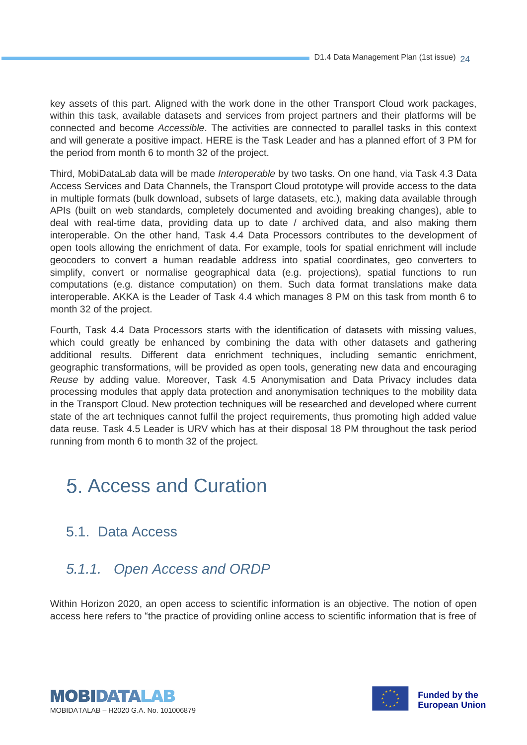key assets of this part. Aligned with the work done in the other Transport Cloud work packages, within this task, available datasets and services from project partners and their platforms will be connected and become *Accessible*. The activities are connected to parallel tasks in this context and will generate a positive impact. HERE is the Task Leader and has a planned effort of 3 PM for the period from month 6 to month 32 of the project.

Third, MobiDataLab data will be made *Interoperable* by two tasks. On one hand, via Task 4.3 Data Access Services and Data Channels, the Transport Cloud prototype will provide access to the data in multiple formats (bulk download, subsets of large datasets, etc.), making data available through APIs (built on web standards, completely documented and avoiding breaking changes), able to deal with real-time data, providing data up to date / archived data, and also making them interoperable. On the other hand, Task 4.4 Data Processors contributes to the development of open tools allowing the enrichment of data. For example, tools for spatial enrichment will include geocoders to convert a human readable address into spatial coordinates, geo converters to simplify, convert or normalise geographical data (e.g. projections), spatial functions to run computations (e.g. distance computation) on them. Such data format translations make data interoperable. AKKA is the Leader of Task 4.4 which manages 8 PM on this task from month 6 to month 32 of the project.

Fourth, Task 4.4 Data Processors starts with the identification of datasets with missing values, which could greatly be enhanced by combining the data with other datasets and gathering additional results. Different data enrichment techniques, including semantic enrichment, geographic transformations, will be provided as open tools, generating new data and encouraging *Reuse* by adding value. Moreover, Task 4.5 Anonymisation and Data Privacy includes data processing modules that apply data protection and anonymisation techniques to the mobility data in the Transport Cloud. New protection techniques will be researched and developed where current state of the art techniques cannot fulfil the project requirements, thus promoting high added value data reuse. Task 4.5 Leader is URV which has at their disposal 18 PM throughout the task period running from month 6 to month 32 of the project.

# 5. Access and Curation

## 5.1. Data Access

### *5.1.1. Open Access and ORDP*

Within Horizon 2020, an open access to scientific information is an objective. The notion of open access here refers to “the practice of providing online access to scientific information that is free of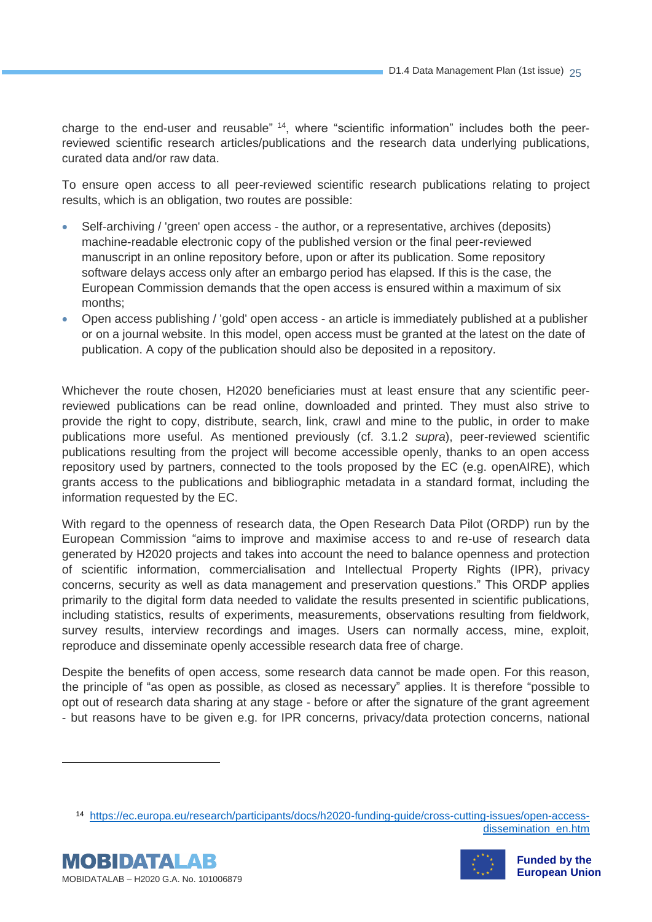charge to the end-user and reusable" [14], where "scientific information" includes both the peer-reviewed scientific research articles/publications and the research data underlying publications, curated data and/or raw data.

To ensure open access to all peer-reviewed scientific research publications relating to project results, which is an obligation, two routes are possible:

- Self-archiving / 'green' open access - the author, or a representative, archives (deposits) machine-readable electronic copy of the published version or the final peer-reviewed manuscript in an online repository before, upon or after its publication. Some repository software delays access only after an embargo period has elapsed. If this is the case, the European Commission demands that the open access is ensured within a maximum of six months;
- Open access publishing / 'gold' open access - an article is immediately published at a publisher or on a journal website. In this model, open access must be granted at the latest on the date of publication. A copy of the publication should also be deposited in a repository.

Whichever the route chosen, H2020 beneficiaries must at least ensure that any scientific peer-reviewed publications can be read online, downloaded and printed. They must also strive to provide the right to copy, distribute, search, link, crawl and mine to the public, in order to make publications more useful. As mentioned previously (cf. 3.1.2 *supra*), peer-reviewed scientific publications resulting from the project will become accessible openly, thanks to an open access repository used by partners, connected to the tools proposed by the EC (e.g. openAIRE), which grants access to the publications and bibliographic metadata in a standard format, including the information requested by the EC.

With regard to the openness of research data, the Open Research Data Pilot (ORDP) run by the European Commission "aims to improve and maximise access to and re-use of research data generated by H2020 projects and takes into account the need to balance openness and protection of scientific information, commercialisation and Intellectual Property Rights (IPR), privacy concerns, security as well as data management and preservation questions." This ORDP applies primarily to the digital form data needed to validate the results presented in scientific publications, including statistics, results of experiments, measurements, observations resulting from fieldwork, survey results, interview recordings and images. Users can normally access, mine, exploit, reproduce and disseminate openly accessible research data free of charge.

Despite the benefits of open access, some research data cannot be made open. For this reason, the principle of "as open as possible, as closed as necessary" applies. It is therefore "possible to opt out of research data sharing at any stage - before or after the signature of the grant agreement - but reasons have to be given e.g. for IPR concerns, privacy/data protection concerns, national

---

[14] https://ec.europa.eu/research/participants/docs/h2020-funding-guide/cross-cutting-issues/open-access-dissemination_en.htm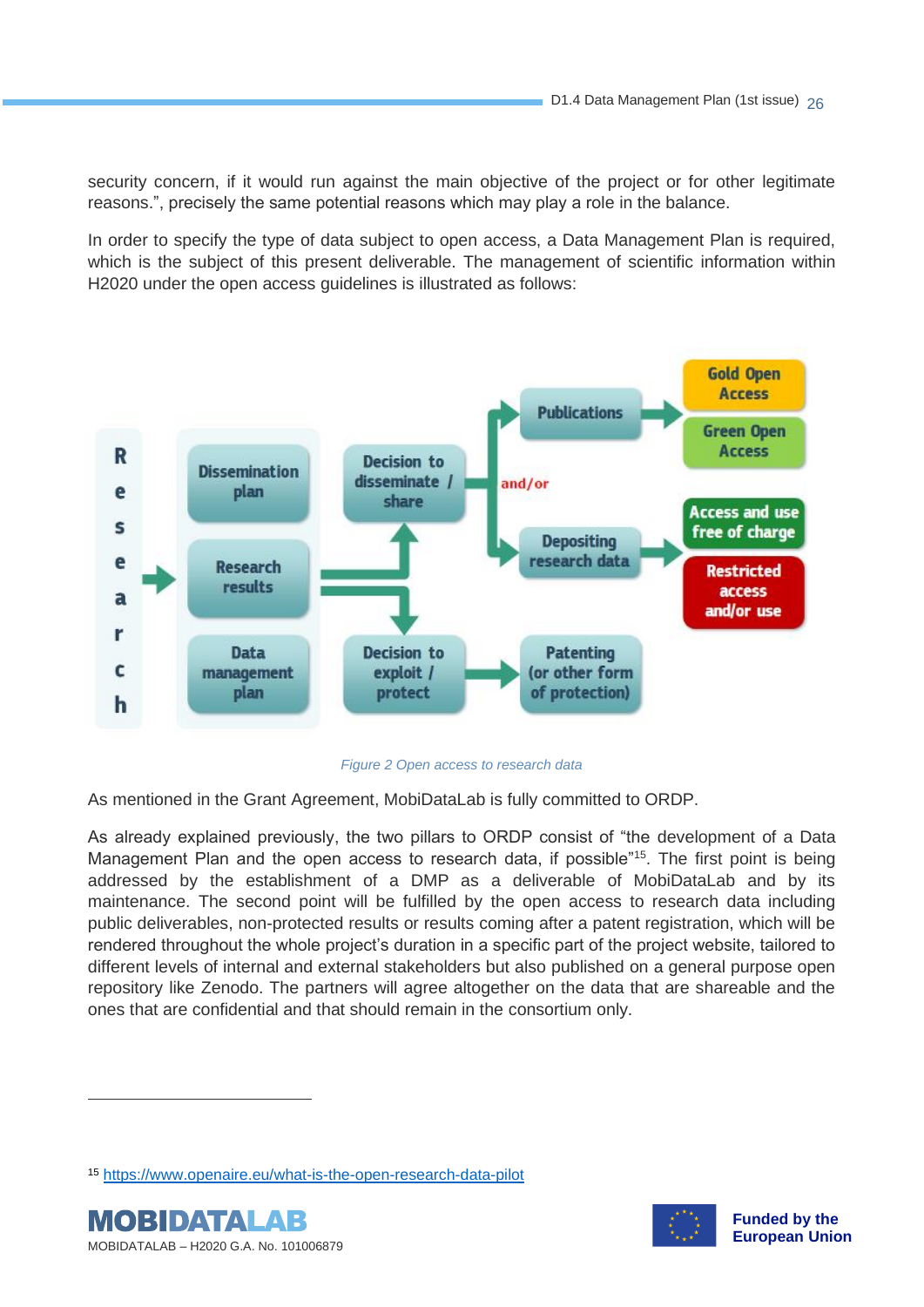security concern, if it would run against the main objective of the project or for other legitimate reasons.", precisely the same potential reasons which may play a role in the balance.

In order to specify the type of data subject to open access, a Data Management Plan is required, which is the subject of this present deliverable. The management of scientific information within H2020 under the open access guidelines is illustrated as follows:

Figure 2 Open access to research data

As mentioned in the Grant Agreement, MobiDataLab is fully committed to ORDP.

As already explained previously, the two pillars to ORDP consist of "the development of a Data Management Plan and the open access to research data, if possible"[15]. The first point is being addressed by the establishment of a DMP as a deliverable of MobiDataLab and by its maintenance. The second point will be fulfilled by the open access to research data including public deliverables, non-protected results or results coming after a patent registration, which will be rendered throughout the whole project's duration in a specific part of the project website, tailored to different levels of internal and external stakeholders but also published on a general purpose open repository like Zenodo. The partners will agree altogether on the data that are shareable and the ones that are confidential and that should remain in the consortium only.

[15] https://www.openaire.eu/what-is-the-open-research-data-pilot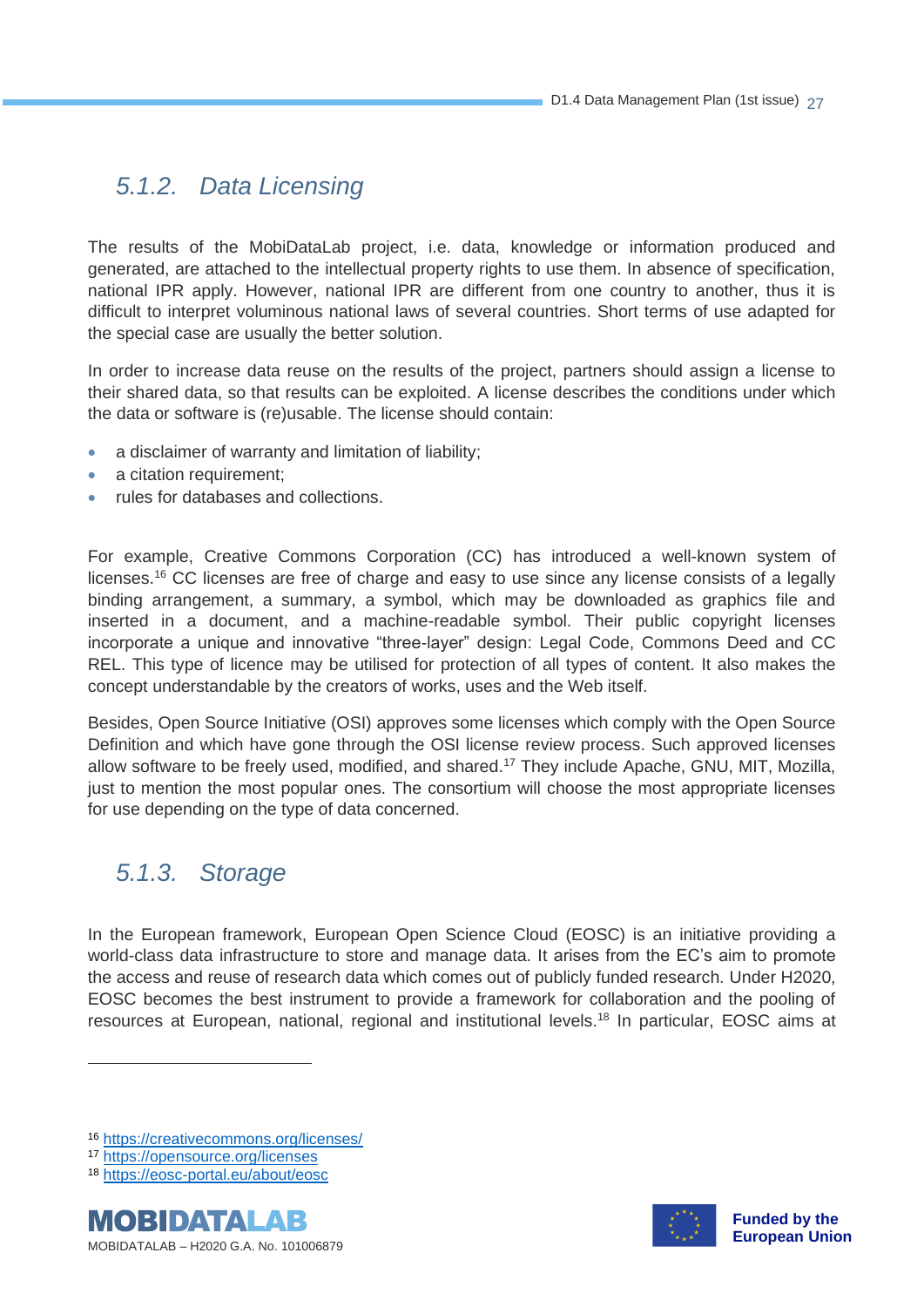### 5.1.2. Data Licensing

The results of the MobiDataLab project, i.e. data, knowledge or information produced and generated, are attached to the intellectual property rights to use them. In absence of specification, national IPR apply. However, national IPR are different from one country to another, thus it is difficult to interpret voluminous national laws of several countries. Short terms of use adapted for the special case are usually the better solution.

In order to increase data reuse on the results of the project, partners should assign a license to their shared data, so that results can be exploited. A license describes the conditions under which the data or software is (re)usable. The license should contain:

- a disclaimer of warranty and limitation of liability;
- a citation requirement;
- rules for databases and collections.

For example, Creative Commons Corporation (CC) has introduced a well-known system of licenses.[16] CC licenses are free of charge and easy to use since any license consists of a legally binding arrangement, a summary, a symbol, which may be downloaded as graphics file and inserted in a document, and a machine-readable symbol. Their public copyright licenses incorporate a unique and innovative "three-layer" design: Legal Code, Commons Deed and CC REL. This type of licence may be utilised for protection of all types of content. It also makes the concept understandable by the creators of works, uses and the Web itself.

Besides, Open Source Initiative (OSI) approves some licenses which comply with the Open Source Definition and which have gone through the OSI license review process. Such approved licenses allow software to be freely used, modified, and shared.[17] They include Apache, GNU, MIT, Mozilla, just to mention the most popular ones. The consortium will choose the most appropriate licenses for use depending on the type of data concerned.

### 5.1.3. Storage

In the European framework, European Open Science Cloud (EOSC) is an initiative providing a world-class data infrastructure to store and manage data. It arises from the EC's aim to promote the access and reuse of research data which comes out of publicly funded research. Under H2020, EOSC becomes the best instrument to provide a framework for collaboration and the pooling of resources at European, national, regional and institutional levels.[18] In particular, EOSC aims at

---

[16] https://creativecommons.org/licenses/

[17] https://opensource.org/licenses

[18] https://eosc-portal.eu/about/eosc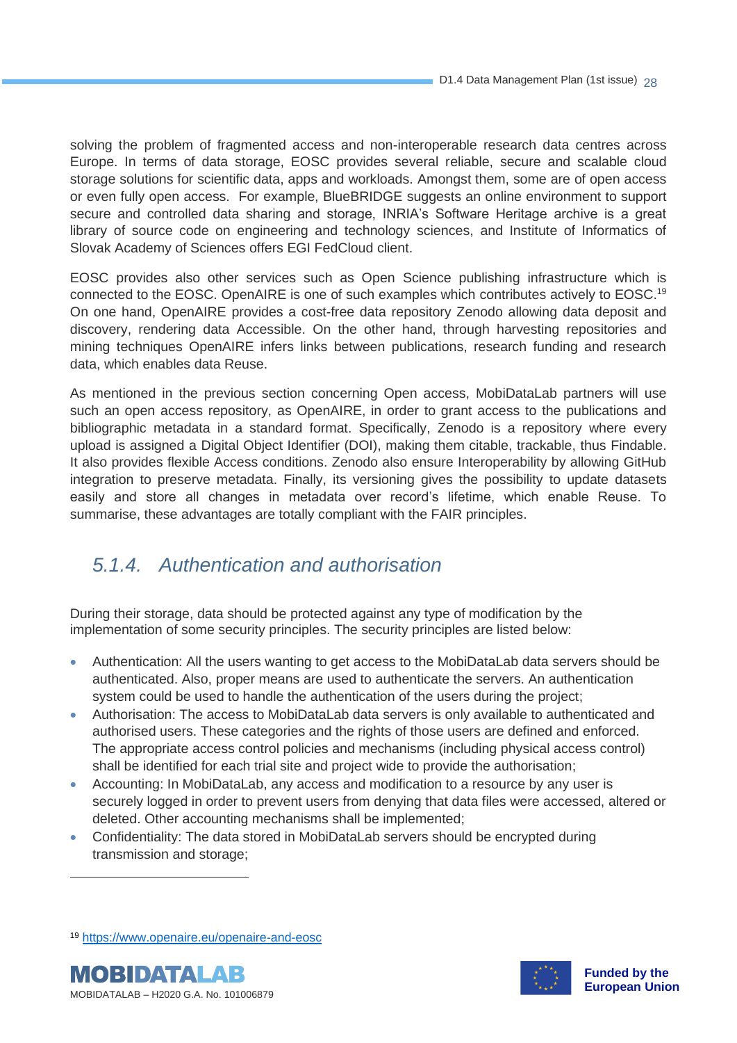solving the problem of fragmented access and non-interoperable research data centres across Europe. In terms of data storage, EOSC provides several reliable, secure and scalable cloud storage solutions for scientific data, apps and workloads. Amongst them, some are of open access or even fully open access. For example, BlueBRIDGE suggests an online environment to support secure and controlled data sharing and storage, INRIA's Software Heritage archive is a great library of source code on engineering and technology sciences, and Institute of Informatics of Slovak Academy of Sciences offers EGI FedCloud client.

EOSC provides also other services such as Open Science publishing infrastructure which is connected to the EOSC. OpenAIRE is one of such examples which contributes actively to EOSC.[19] On one hand, OpenAIRE provides a cost-free data repository Zenodo allowing data deposit and discovery, rendering data Accessible. On the other hand, through harvesting repositories and mining techniques OpenAIRE infers links between publications, research funding and research data, which enables data Reuse.

As mentioned in the previous section concerning Open access, MobiDataLab partners will use such an open access repository, as OpenAIRE, in order to grant access to the publications and bibliographic metadata in a standard format. Specifically, Zenodo is a repository where every upload is assigned a Digital Object Identifier (DOI), making them citable, trackable, thus Findable. It also provides flexible Access conditions. Zenodo also ensure Interoperability by allowing GitHub integration to preserve metadata. Finally, its versioning gives the possibility to update datasets easily and store all changes in metadata over record's lifetime, which enable Reuse. To summarise, these advantages are totally compliant with the FAIR principles.

### *5.1.4. Authentication and authorisation*

During their storage, data should be protected against any type of modification by the implementation of some security principles. The security principles are listed below:

- Authentication: All the users wanting to get access to the MobiDataLab data servers should be authenticated. Also, proper means are used to authenticate the servers. An authentication system could be used to handle the authentication of the users during the project;
- Authorisation: The access to MobiDataLab data servers is only available to authenticated and authorised users. These categories and the rights of those users are defined and enforced. The appropriate access control policies and mechanisms (including physical access control) shall be identified for each trial site and project wide to provide the authorisation;
- Accounting: In MobiDataLab, any access and modification to a resource by any user is securely logged in order to prevent users from denying that data files were accessed, altered or deleted. Other accounting mechanisms shall be implemented;
- Confidentiality: The data stored in MobiDataLab servers should be encrypted during transmission and storage;

[19] https://www.openaire.eu/openaire-and-eosc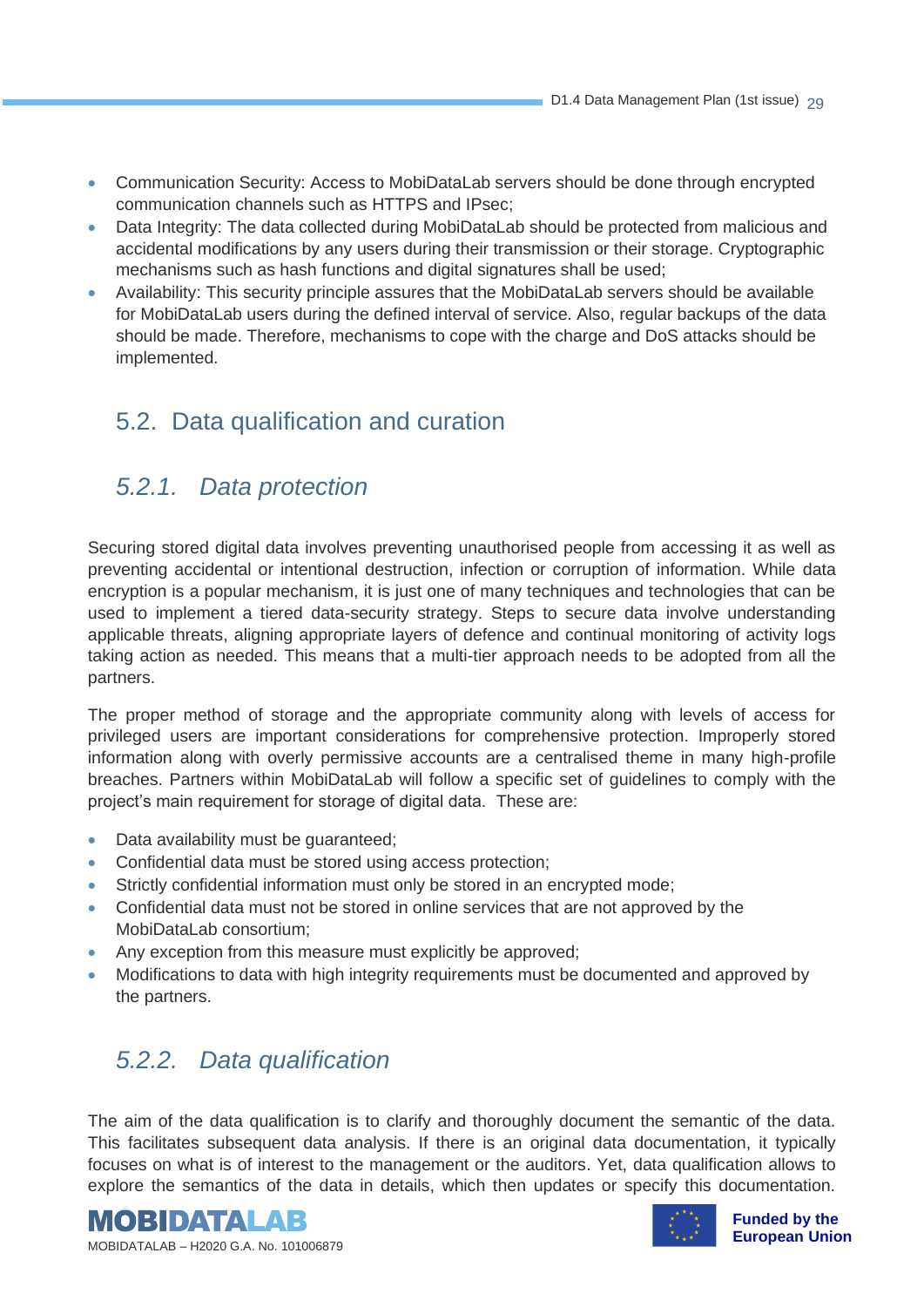- Communication Security: Access to MobiDataLab servers should be done through encrypted communication channels such as HTTPS and IPsec;
- Data Integrity: The data collected during MobiDataLab should be protected from malicious and accidental modifications by any users during their transmission or their storage. Cryptographic mechanisms such as hash functions and digital signatures shall be used;
- Availability: This security principle assures that the MobiDataLab servers should be available for MobiDataLab users during the defined interval of service. Also, regular backups of the data should be made. Therefore, mechanisms to cope with the charge and DoS attacks should be implemented.

## 5.2. Data qualification and curation

### *5.2.1. Data protection*

Securing stored digital data involves preventing unauthorised people from accessing it as well as preventing accidental or intentional destruction, infection or corruption of information. While data encryption is a popular mechanism, it is just one of many techniques and technologies that can be used to implement a tiered data-security strategy. Steps to secure data involve understanding applicable threats, aligning appropriate layers of defence and continual monitoring of activity logs taking action as needed. This means that a multi-tier approach needs to be adopted from all the partners.

The proper method of storage and the appropriate community along with levels of access for privileged users are important considerations for comprehensive protection. Improperly stored information along with overly permissive accounts are a centralised theme in many high-profile breaches. Partners within MobiDataLab will follow a specific set of guidelines to comply with the project's main requirement for storage of digital data. These are:

- Data availability must be guaranteed;
- Confidential data must be stored using access protection;
- Strictly confidential information must only be stored in an encrypted mode;
- Confidential data must not be stored in online services that are not approved by the MobiDataLab consortium;
- Any exception from this measure must explicitly be approved;
- Modifications to data with high integrity requirements must be documented and approved by the partners.

### *5.2.2. Data qualification*

The aim of the data qualification is to clarify and thoroughly document the semantic of the data. This facilitates subsequent data analysis. If there is an original data documentation, it typically focuses on what is of interest to the management or the auditors. Yet, data qualification allows to explore the semantics of the data in details, which then updates or specify this documentation.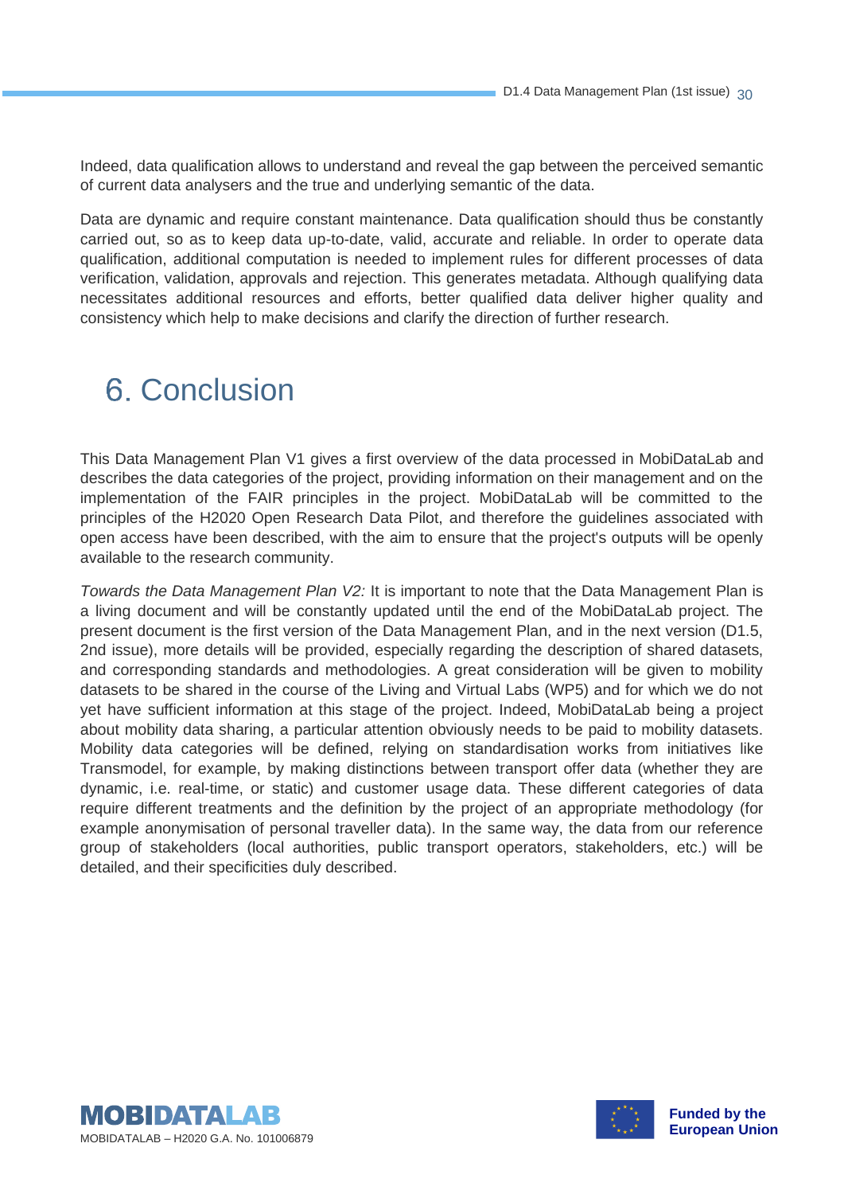Indeed, data qualification allows to understand and reveal the gap between the perceived semantic of current data analysers and the true and underlying semantic of the data.

Data are dynamic and require constant maintenance. Data qualification should thus be constantly carried out, so as to keep data up-to-date, valid, accurate and reliable. In order to operate data qualification, additional computation is needed to implement rules for different processes of data verification, validation, approvals and rejection. This generates metadata. Although qualifying data necessitates additional resources and efforts, better qualified data deliver higher quality and consistency which help to make decisions and clarify the direction of further research.

# 6. Conclusion

This Data Management Plan V1 gives a first overview of the data processed in MobiDataLab and describes the data categories of the project, providing information on their management and on the implementation of the FAIR principles in the project. MobiDataLab will be committed to the principles of the H2020 Open Research Data Pilot, and therefore the guidelines associated with open access have been described, with the aim to ensure that the project's outputs will be openly available to the research community.

*Towards the Data Management Plan V2:* It is important to note that the Data Management Plan is a living document and will be constantly updated until the end of the MobiDataLab project. The present document is the first version of the Data Management Plan, and in the next version (D1.5, 2nd issue), more details will be provided, especially regarding the description of shared datasets, and corresponding standards and methodologies. A great consideration will be given to mobility datasets to be shared in the course of the Living and Virtual Labs (WP5) and for which we do not yet have sufficient information at this stage of the project. Indeed, MobiDataLab being a project about mobility data sharing, a particular attention obviously needs to be paid to mobility datasets. Mobility data categories will be defined, relying on standardisation works from initiatives like Transmodel, for example, by making distinctions between transport offer data (whether they are dynamic, i.e. real-time, or static) and customer usage data. These different categories of data require different treatments and the definition by the project of an appropriate methodology (for example anonymisation of personal traveller data). In the same way, the data from our reference group of stakeholders (local authorities, public transport operators, stakeholders, etc.) will be detailed, and their specificities duly described.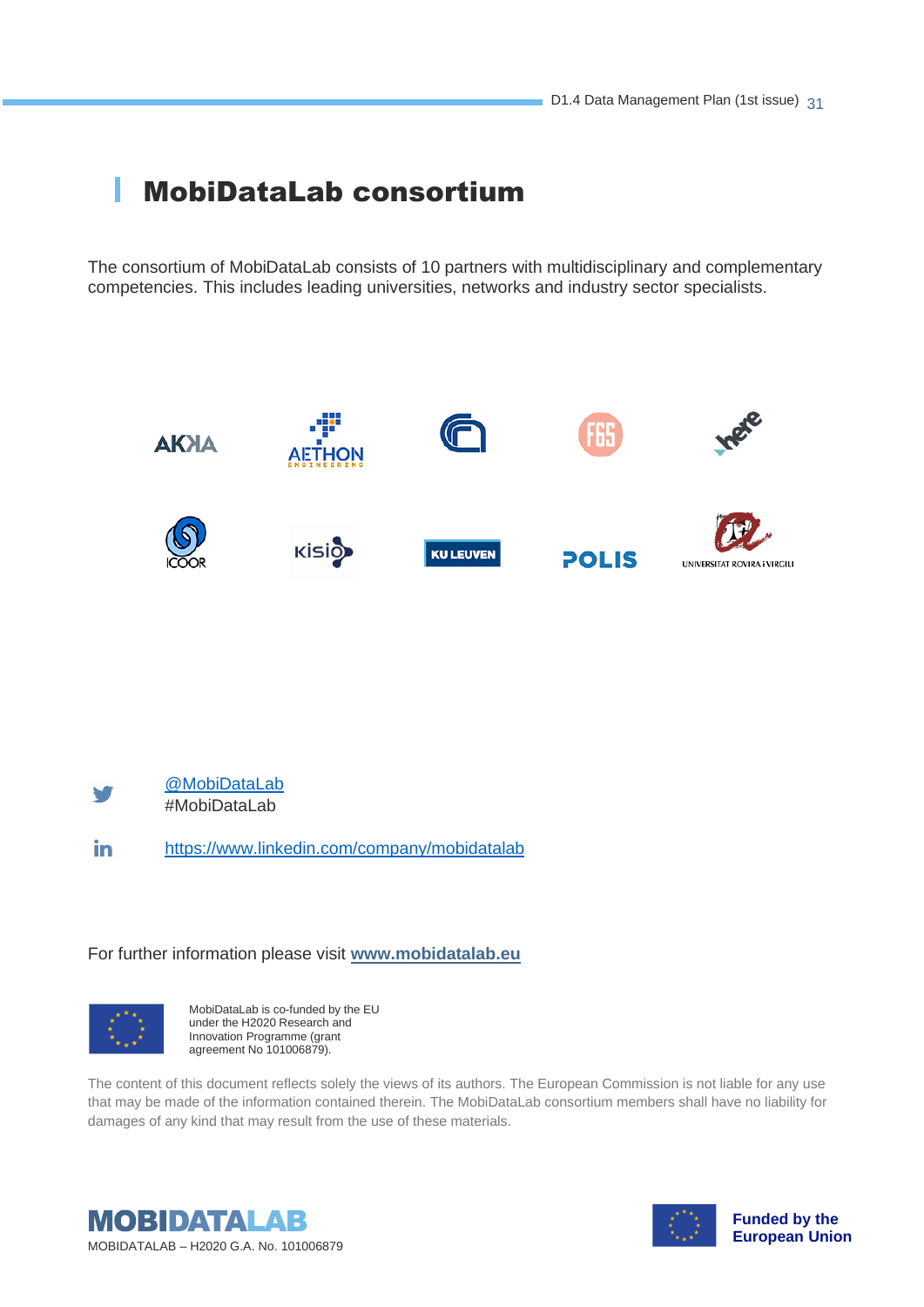# MobiDataLab consortium

The consortium of MobiDataLab consists of 10 partners with multidisciplinary and complementary competencies. This includes leading universities, networks and industry sector specialists.

@MobiDataLab
#MobiDataLab

https://www.linkedin.com/company/mobidatalab

For further information please visit **www.mobidatalab.eu**

MobiDataLab is co-funded by the EU under the H2020 Research and Innovation Programme (grant agreement No 101006879).

The content of this document reflects solely the views of its authors. The European Commission is not liable for any use that may be made of the information contained therein. The MobiDataLab consortium members shall have no liability for damages of any kind that may result from the use of these materials.

MOBIDATALAB – H2020 G.A. No. 101006879

**Funded by the European Union**